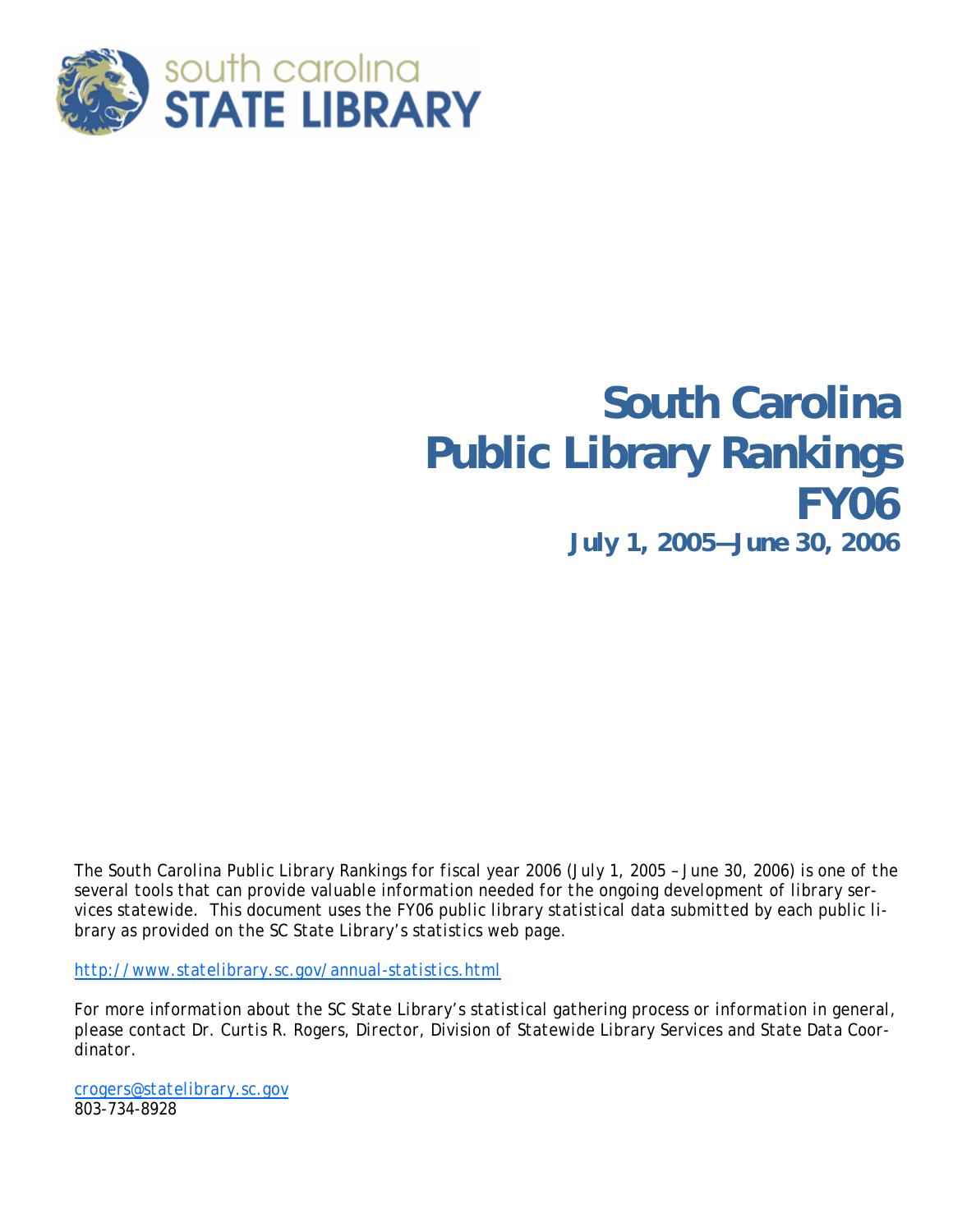south carolina
**STATE LIBRARY**

# South Carolina Public Library Rankings FY06

**July 1, 2005—June 30, 2006**

The South Carolina Public Library Rankings for fiscal year 2006 (July 1, 2005 – June 30, 2006) is one of the several tools that can provide valuable information needed for the ongoing development of library services statewide. This document uses the FY06 public library statistical data submitted by each public library as provided on the SC State Library's statistics web page.

http://www.statelibrary.sc.gov/annual-statistics.html

For more information about the SC State Library's statistical gathering process or information in general, please contact Dr. Curtis R. Rogers, Director, Division of Statewide Library Services and State Data Coordinator.

crogers@statelibrary.sc.gov
803-734-8928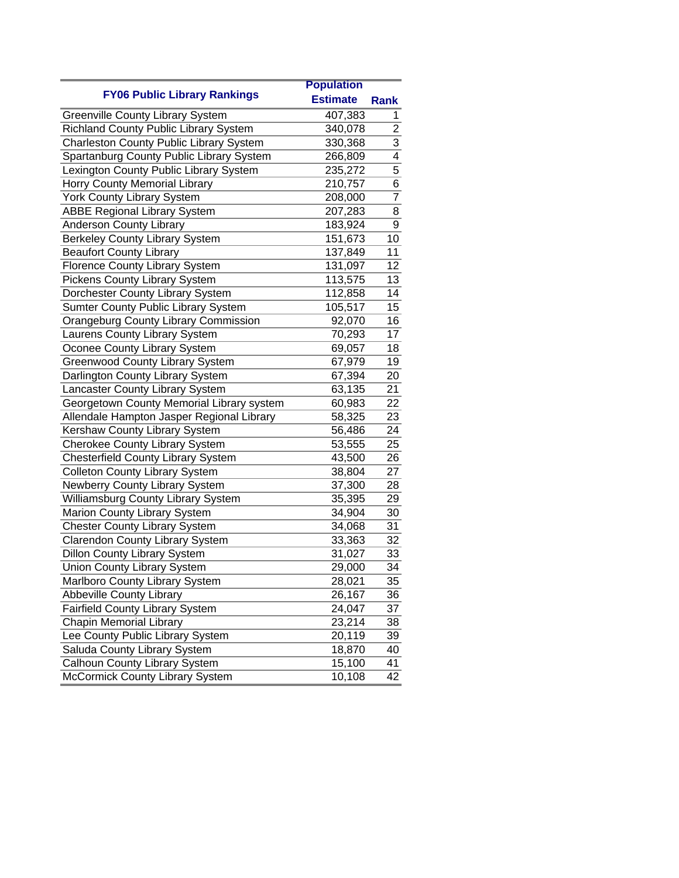| FY06 Public Library Rankings | Population Estimate | Rank |
|---|---|---|
| Greenville County Library System | 407,383 | 1 |
| Richland County Public Library System | 340,078 | 2 |
| Charleston County Public Library System | 330,368 | 3 |
| Spartanburg County Public Library System | 266,809 | 4 |
| Lexington County Public Library System | 235,272 | 5 |
| Horry County Memorial Library | 210,757 | 6 |
| York County Library System | 208,000 | 7 |
| ABBE Regional Library System | 207,283 | 8 |
| Anderson County Library | 183,924 | 9 |
| Berkeley County Library System | 151,673 | 10 |
| Beaufort County Library | 137,849 | 11 |
| Florence County Library System | 131,097 | 12 |
| Pickens County Library System | 113,575 | 13 |
| Dorchester County Library System | 112,858 | 14 |
| Sumter County Public Library System | 105,517 | 15 |
| Orangeburg County Library Commission | 92,070 | 16 |
| Laurens County Library System | 70,293 | 17 |
| Oconee County Library System | 69,057 | 18 |
| Greenwood County Library System | 67,979 | 19 |
| Darlington County Library System | 67,394 | 20 |
| Lancaster County Library System | 63,135 | 21 |
| Georgetown County Memorial Library system | 60,983 | 22 |
| Allendale Hampton Jasper Regional Library | 58,325 | 23 |
| Kershaw County Library System | 56,486 | 24 |
| Cherokee County Library System | 53,555 | 25 |
| Chesterfield County Library System | 43,500 | 26 |
| Colleton County Library System | 38,804 | 27 |
| Newberry County Library System | 37,300 | 28 |
| Williamsburg County Library System | 35,395 | 29 |
| Marion County Library System | 34,904 | 30 |
| Chester County Library System | 34,068 | 31 |
| Clarendon County Library System | 33,363 | 32 |
| Dillon County Library System | 31,027 | 33 |
| Union County Library System | 29,000 | 34 |
| Marlboro County Library System | 28,021 | 35 |
| Abbeville County Library | 26,167 | 36 |
| Fairfield County Library System | 24,047 | 37 |
| Chapin Memorial Library | 23,214 | 38 |
| Lee County Public Library System | 20,119 | 39 |
| Saluda County Library System | 18,870 | 40 |
| Calhoun County Library System | 15,100 | 41 |
| McCormick County Library System | 10,108 | 42 |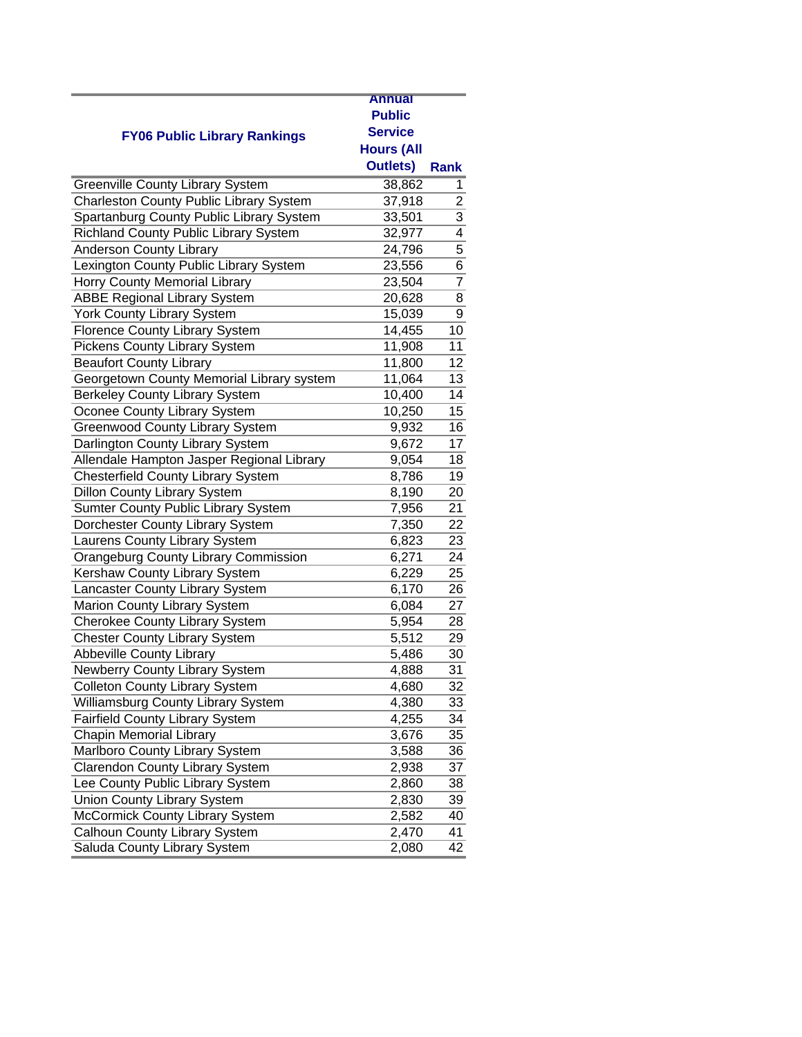| FY06 Public Library Rankings | Annual Public Service Hours (All Outlets) | Rank |
|---|---|---|
| Greenville County Library System | 38,862 | 1 |
| Charleston County Public Library System | 37,918 | 2 |
| Spartanburg County Public Library System | 33,501 | 3 |
| Richland County Public Library System | 32,977 | 4 |
| Anderson County Library | 24,796 | 5 |
| Lexington County Public Library System | 23,556 | 6 |
| Horry County Memorial Library | 23,504 | 7 |
| ABBE Regional Library System | 20,628 | 8 |
| York County Library System | 15,039 | 9 |
| Florence County Library System | 14,455 | 10 |
| Pickens County Library System | 11,908 | 11 |
| Beaufort County Library | 11,800 | 12 |
| Georgetown County Memorial Library system | 11,064 | 13 |
| Berkeley County Library System | 10,400 | 14 |
| Oconee County Library System | 10,250 | 15 |
| Greenwood County Library System | 9,932 | 16 |
| Darlington County Library System | 9,672 | 17 |
| Allendale Hampton Jasper Regional Library | 9,054 | 18 |
| Chesterfield County Library System | 8,786 | 19 |
| Dillon County Library System | 8,190 | 20 |
| Sumter County Public Library System | 7,956 | 21 |
| Dorchester County Library System | 7,350 | 22 |
| Laurens County Library System | 6,823 | 23 |
| Orangeburg County Library Commission | 6,271 | 24 |
| Kershaw County Library System | 6,229 | 25 |
| Lancaster County Library System | 6,170 | 26 |
| Marion County Library System | 6,084 | 27 |
| Cherokee County Library System | 5,954 | 28 |
| Chester County Library System | 5,512 | 29 |
| Abbeville County Library | 5,486 | 30 |
| Newberry County Library System | 4,888 | 31 |
| Colleton County Library System | 4,680 | 32 |
| Williamsburg County Library System | 4,380 | 33 |
| Fairfield County Library System | 4,255 | 34 |
| Chapin Memorial Library | 3,676 | 35 |
| Marlboro County Library System | 3,588 | 36 |
| Clarendon County Library System | 2,938 | 37 |
| Lee County Public Library System | 2,860 | 38 |
| Union County Library System | 2,830 | 39 |
| McCormick County Library System | 2,582 | 40 |
| Calhoun County Library System | 2,470 | 41 |
| Saluda County Library System | 2,080 | 42 |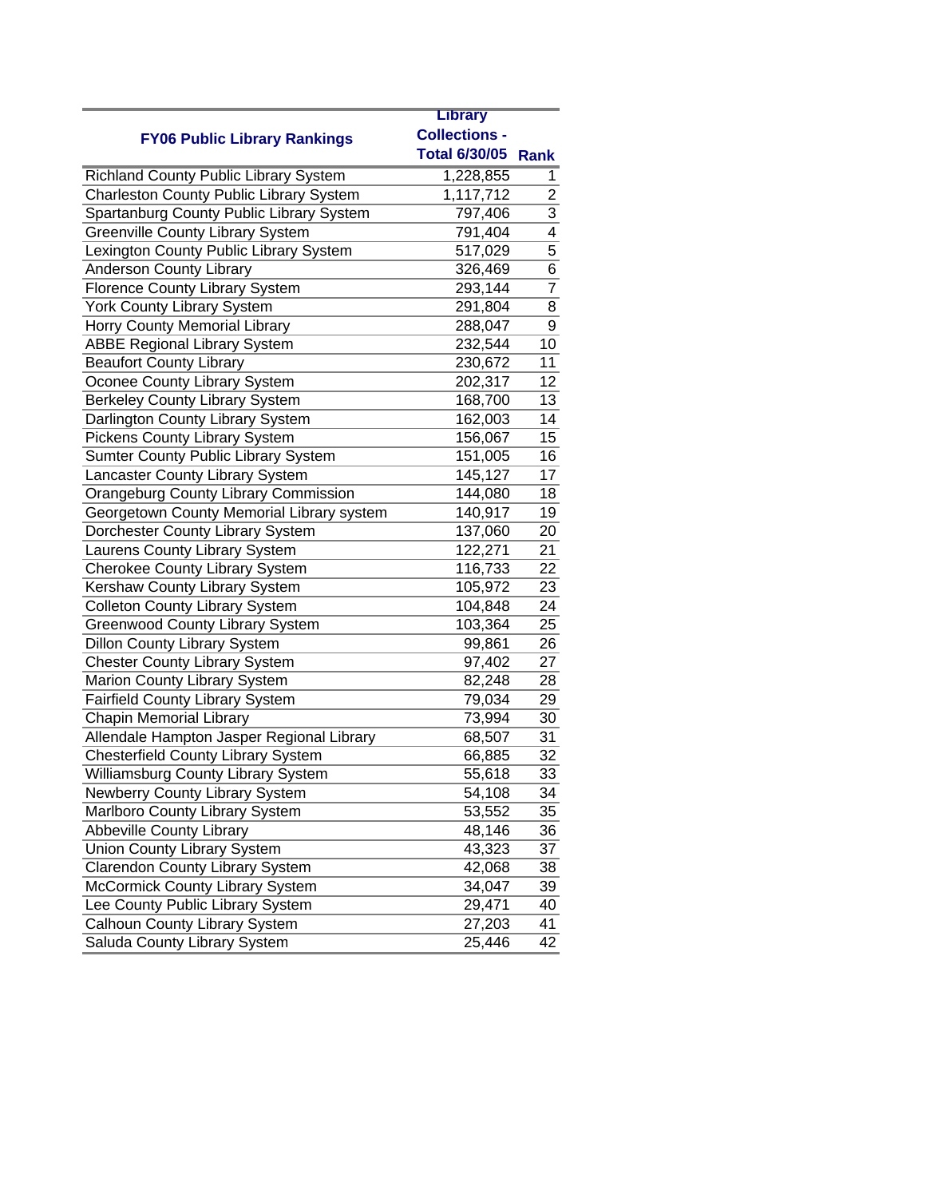| FY06 Public Library Rankings | Library Collections - Total 6/30/05 | Rank |
|---|---|---|
| Richland County Public Library System | 1,228,855 | 1 |
| Charleston County Public Library System | 1,117,712 | 2 |
| Spartanburg County Public Library System | 797,406 | 3 |
| Greenville County Library System | 791,404 | 4 |
| Lexington County Public Library System | 517,029 | 5 |
| Anderson County Library | 326,469 | 6 |
| Florence County Library System | 293,144 | 7 |
| York County Library System | 291,804 | 8 |
| Horry County Memorial Library | 288,047 | 9 |
| ABBE Regional Library System | 232,544 | 10 |
| Beaufort County Library | 230,672 | 11 |
| Oconee County Library System | 202,317 | 12 |
| Berkeley County Library System | 168,700 | 13 |
| Darlington County Library System | 162,003 | 14 |
| Pickens County Library System | 156,067 | 15 |
| Sumter County Public Library System | 151,005 | 16 |
| Lancaster County Library System | 145,127 | 17 |
| Orangeburg County Library Commission | 144,080 | 18 |
| Georgetown County Memorial Library system | 140,917 | 19 |
| Dorchester County Library System | 137,060 | 20 |
| Laurens County Library System | 122,271 | 21 |
| Cherokee County Library System | 116,733 | 22 |
| Kershaw County Library System | 105,972 | 23 |
| Colleton County Library System | 104,848 | 24 |
| Greenwood County Library System | 103,364 | 25 |
| Dillon County Library System | 99,861 | 26 |
| Chester County Library System | 97,402 | 27 |
| Marion County Library System | 82,248 | 28 |
| Fairfield County Library System | 79,034 | 29 |
| Chapin Memorial Library | 73,994 | 30 |
| Allendale Hampton Jasper Regional Library | 68,507 | 31 |
| Chesterfield County Library System | 66,885 | 32 |
| Williamsburg County Library System | 55,618 | 33 |
| Newberry County Library System | 54,108 | 34 |
| Marlboro County Library System | 53,552 | 35 |
| Abbeville County Library | 48,146 | 36 |
| Union County Library System | 43,323 | 37 |
| Clarendon County Library System | 42,068 | 38 |
| McCormick County Library System | 34,047 | 39 |
| Lee County Public Library System | 29,471 | 40 |
| Calhoun County Library System | 27,203 | 41 |
| Saluda County Library System | 25,446 | 42 |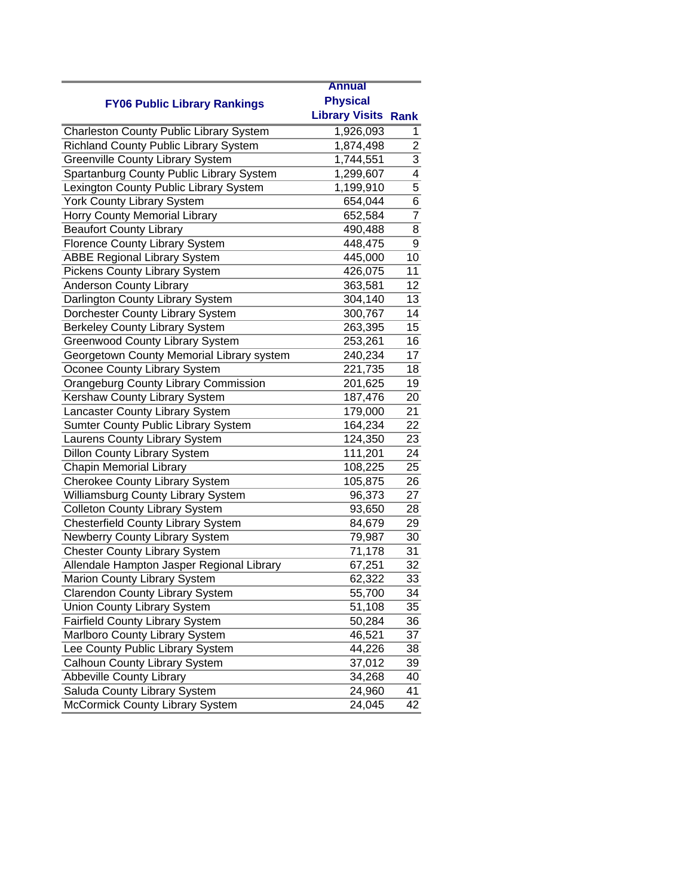| FY06 Public Library Rankings | Annual Physical Library Visits | Rank |
|---|---|---|
| Charleston County Public Library System | 1,926,093 | 1 |
| Richland County Public Library System | 1,874,498 | 2 |
| Greenville County Library System | 1,744,551 | 3 |
| Spartanburg County Public Library System | 1,299,607 | 4 |
| Lexington County Public Library System | 1,199,910 | 5 |
| York County Library System | 654,044 | 6 |
| Horry County Memorial Library | 652,584 | 7 |
| Beaufort County Library | 490,488 | 8 |
| Florence County Library System | 448,475 | 9 |
| ABBE Regional Library System | 445,000 | 10 |
| Pickens County Library System | 426,075 | 11 |
| Anderson County Library | 363,581 | 12 |
| Darlington County Library System | 304,140 | 13 |
| Dorchester County Library System | 300,767 | 14 |
| Berkeley County Library System | 263,395 | 15 |
| Greenwood County Library System | 253,261 | 16 |
| Georgetown County Memorial Library system | 240,234 | 17 |
| Oconee County Library System | 221,735 | 18 |
| Orangeburg County Library Commission | 201,625 | 19 |
| Kershaw County Library System | 187,476 | 20 |
| Lancaster County Library System | 179,000 | 21 |
| Sumter County Public Library System | 164,234 | 22 |
| Laurens County Library System | 124,350 | 23 |
| Dillon County Library System | 111,201 | 24 |
| Chapin Memorial Library | 108,225 | 25 |
| Cherokee County Library System | 105,875 | 26 |
| Williamsburg County Library System | 96,373 | 27 |
| Colleton County Library System | 93,650 | 28 |
| Chesterfield County Library System | 84,679 | 29 |
| Newberry County Library System | 79,987 | 30 |
| Chester County Library System | 71,178 | 31 |
| Allendale Hampton Jasper Regional Library | 67,251 | 32 |
| Marion County Library System | 62,322 | 33 |
| Clarendon County Library System | 55,700 | 34 |
| Union County Library System | 51,108 | 35 |
| Fairfield County Library System | 50,284 | 36 |
| Marlboro County Library System | 46,521 | 37 |
| Lee County Public Library System | 44,226 | 38 |
| Calhoun County Library System | 37,012 | 39 |
| Abbeville County Library | 34,268 | 40 |
| Saluda County Library System | 24,960 | 41 |
| McCormick County Library System | 24,045 | 42 |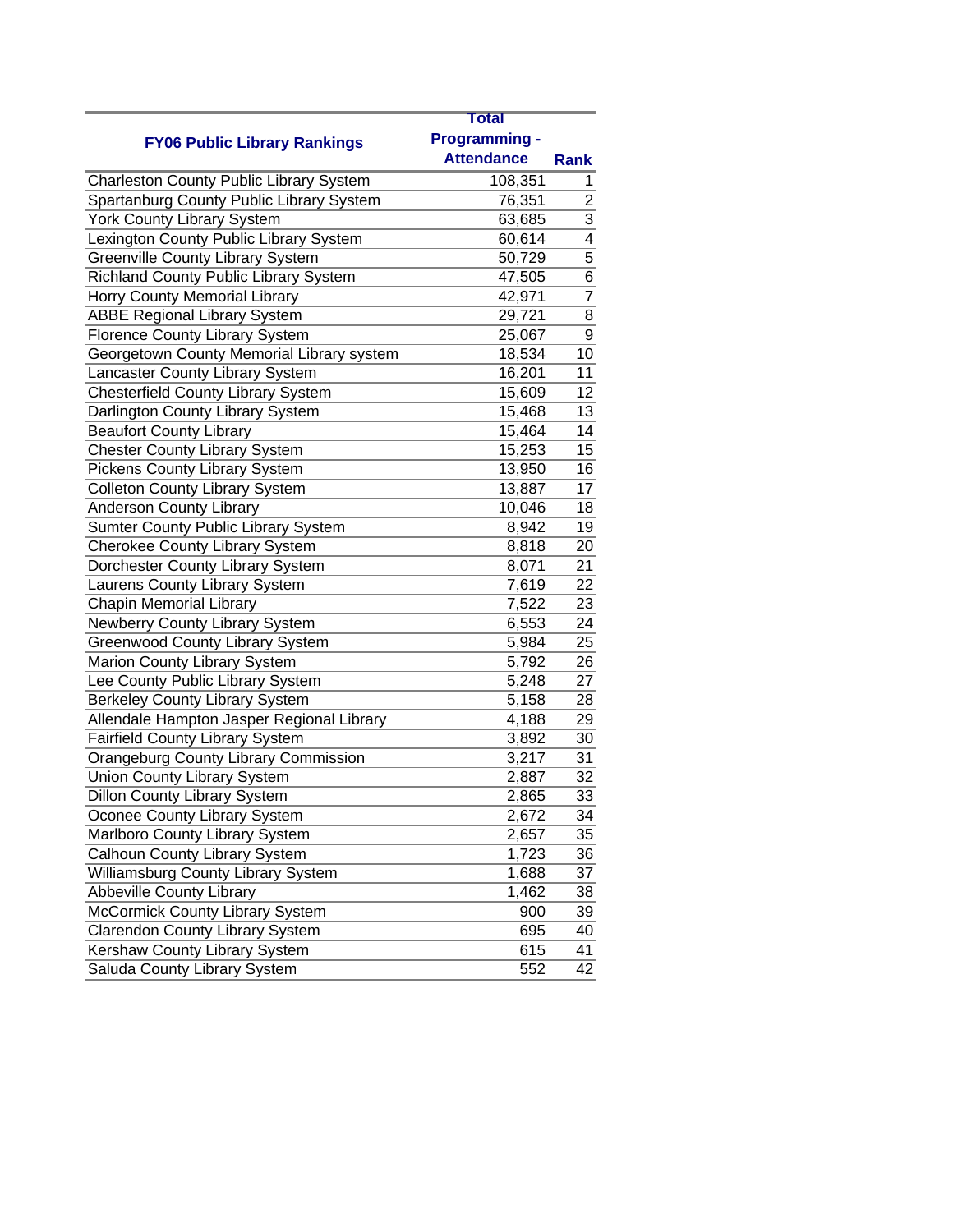| FY06 Public Library Rankings | Total Programming - Attendance | Rank |
|---|---|---|
| Charleston County Public Library System | 108,351 | 1 |
| Spartanburg County Public Library System | 76,351 | 2 |
| York County Library System | 63,685 | 3 |
| Lexington County Public Library System | 60,614 | 4 |
| Greenville County Library System | 50,729 | 5 |
| Richland County Public Library System | 47,505 | 6 |
| Horry County Memorial Library | 42,971 | 7 |
| ABBE Regional Library System | 29,721 | 8 |
| Florence County Library System | 25,067 | 9 |
| Georgetown County Memorial Library system | 18,534 | 10 |
| Lancaster County Library System | 16,201 | 11 |
| Chesterfield County Library System | 15,609 | 12 |
| Darlington County Library System | 15,468 | 13 |
| Beaufort County Library | 15,464 | 14 |
| Chester County Library System | 15,253 | 15 |
| Pickens County Library System | 13,950 | 16 |
| Colleton County Library System | 13,887 | 17 |
| Anderson County Library | 10,046 | 18 |
| Sumter County Public Library System | 8,942 | 19 |
| Cherokee County Library System | 8,818 | 20 |
| Dorchester County Library System | 8,071 | 21 |
| Laurens County Library System | 7,619 | 22 |
| Chapin Memorial Library | 7,522 | 23 |
| Newberry County Library System | 6,553 | 24 |
| Greenwood County Library System | 5,984 | 25 |
| Marion County Library System | 5,792 | 26 |
| Lee County Public Library System | 5,248 | 27 |
| Berkeley County Library System | 5,158 | 28 |
| Allendale Hampton Jasper Regional Library | 4,188 | 29 |
| Fairfield County Library System | 3,892 | 30 |
| Orangeburg County Library Commission | 3,217 | 31 |
| Union County Library System | 2,887 | 32 |
| Dillon County Library System | 2,865 | 33 |
| Oconee County Library System | 2,672 | 34 |
| Marlboro County Library System | 2,657 | 35 |
| Calhoun County Library System | 1,723 | 36 |
| Williamsburg County Library System | 1,688 | 37 |
| Abbeville County Library | 1,462 | 38 |
| McCormick County Library System | 900 | 39 |
| Clarendon County Library System | 695 | 40 |
| Kershaw County Library System | 615 | 41 |
| Saluda County Library System | 552 | 42 |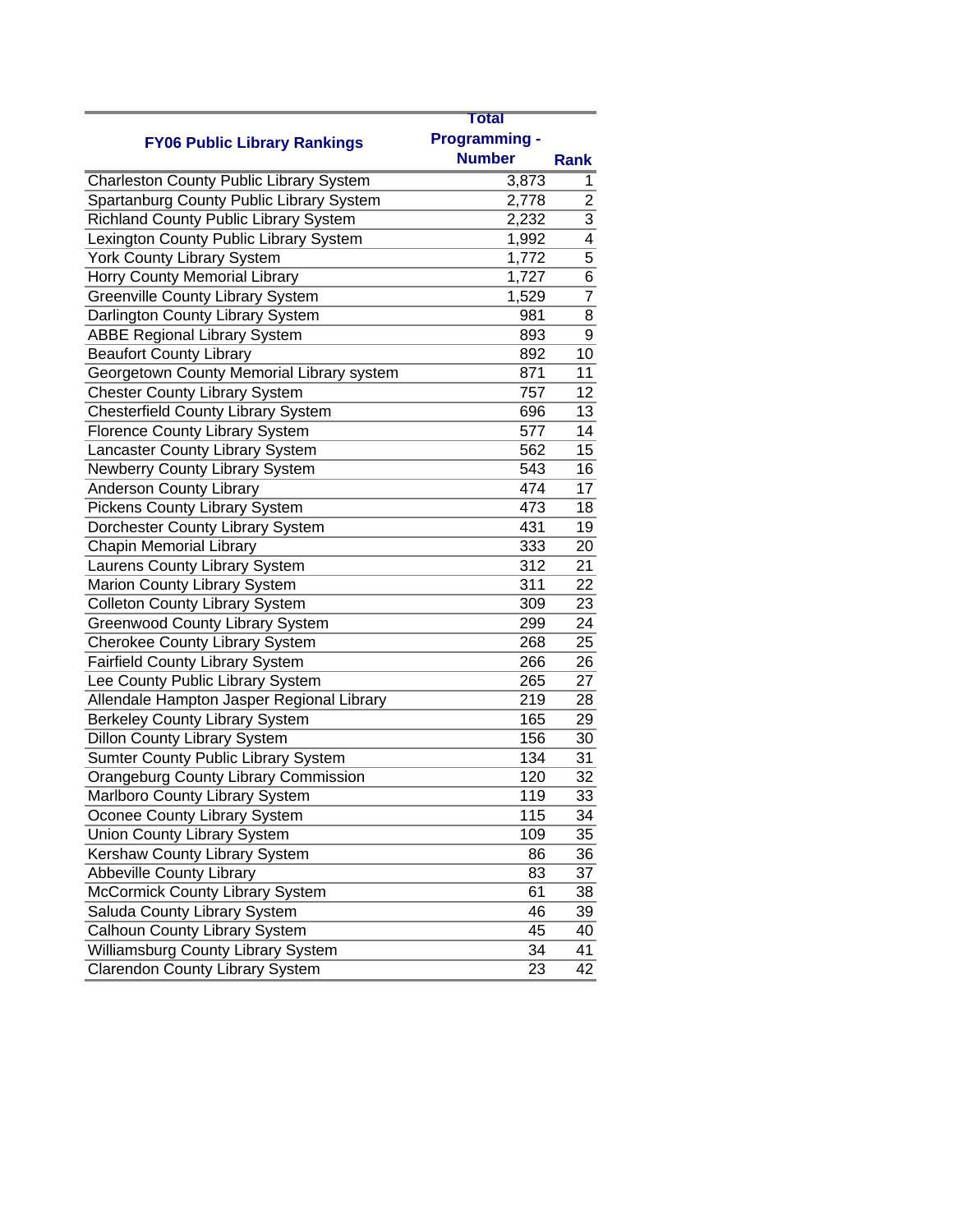| FY06 Public Library Rankings | Total Programming - Number | Rank |
|---|---|---|
| Charleston County Public Library System | 3,873 | 1 |
| Spartanburg County Public Library System | 2,778 | 2 |
| Richland County Public Library System | 2,232 | 3 |
| Lexington County Public Library System | 1,992 | 4 |
| York County Library System | 1,772 | 5 |
| Horry County Memorial Library | 1,727 | 6 |
| Greenville County Library System | 1,529 | 7 |
| Darlington County Library System | 981 | 8 |
| ABBE Regional Library System | 893 | 9 |
| Beaufort County Library | 892 | 10 |
| Georgetown County Memorial Library system | 871 | 11 |
| Chester County Library System | 757 | 12 |
| Chesterfield County Library System | 696 | 13 |
| Florence County Library System | 577 | 14 |
| Lancaster County Library System | 562 | 15 |
| Newberry County Library System | 543 | 16 |
| Anderson County Library | 474 | 17 |
| Pickens County Library System | 473 | 18 |
| Dorchester County Library System | 431 | 19 |
| Chapin Memorial Library | 333 | 20 |
| Laurens County Library System | 312 | 21 |
| Marion County Library System | 311 | 22 |
| Colleton County Library System | 309 | 23 |
| Greenwood County Library System | 299 | 24 |
| Cherokee County Library System | 268 | 25 |
| Fairfield County Library System | 266 | 26 |
| Lee County Public Library System | 265 | 27 |
| Allendale Hampton Jasper Regional Library | 219 | 28 |
| Berkeley County Library System | 165 | 29 |
| Dillon County Library System | 156 | 30 |
| Sumter County Public Library System | 134 | 31 |
| Orangeburg County Library Commission | 120 | 32 |
| Marlboro County Library System | 119 | 33 |
| Oconee County Library System | 115 | 34 |
| Union County Library System | 109 | 35 |
| Kershaw County Library System | 86 | 36 |
| Abbeville County Library | 83 | 37 |
| McCormick County Library System | 61 | 38 |
| Saluda County Library System | 46 | 39 |
| Calhoun County Library System | 45 | 40 |
| Williamsburg County Library System | 34 | 41 |
| Clarendon County Library System | 23 | 42 |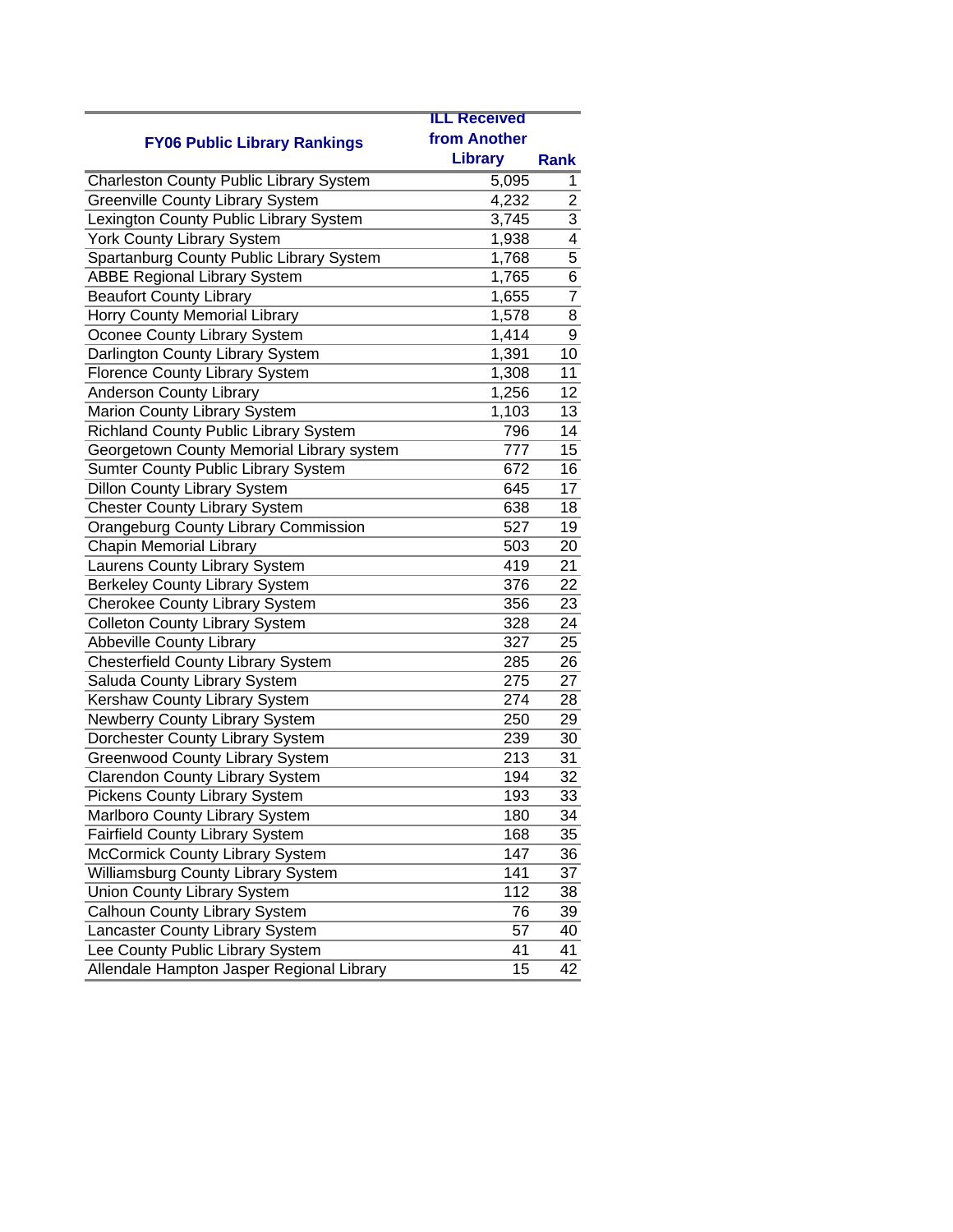| FY06 Public Library Rankings | ILL Received from Another Library | Rank |
|---|---|---|
| Charleston County Public Library System | 5,095 | 1 |
| Greenville County Library System | 4,232 | 2 |
| Lexington County Public Library System | 3,745 | 3 |
| York County Library System | 1,938 | 4 |
| Spartanburg County Public Library System | 1,768 | 5 |
| ABBE Regional Library System | 1,765 | 6 |
| Beaufort County Library | 1,655 | 7 |
| Horry County Memorial Library | 1,578 | 8 |
| Oconee County Library System | 1,414 | 9 |
| Darlington County Library System | 1,391 | 10 |
| Florence County Library System | 1,308 | 11 |
| Anderson County Library | 1,256 | 12 |
| Marion County Library System | 1,103 | 13 |
| Richland County Public Library System | 796 | 14 |
| Georgetown County Memorial Library system | 777 | 15 |
| Sumter County Public Library System | 672 | 16 |
| Dillon County Library System | 645 | 17 |
| Chester County Library System | 638 | 18 |
| Orangeburg County Library Commission | 527 | 19 |
| Chapin Memorial Library | 503 | 20 |
| Laurens County Library System | 419 | 21 |
| Berkeley County Library System | 376 | 22 |
| Cherokee County Library System | 356 | 23 |
| Colleton County Library System | 328 | 24 |
| Abbeville County Library | 327 | 25 |
| Chesterfield County Library System | 285 | 26 |
| Saluda County Library System | 275 | 27 |
| Kershaw County Library System | 274 | 28 |
| Newberry County Library System | 250 | 29 |
| Dorchester County Library System | 239 | 30 |
| Greenwood County Library System | 213 | 31 |
| Clarendon County Library System | 194 | 32 |
| Pickens County Library System | 193 | 33 |
| Marlboro County Library System | 180 | 34 |
| Fairfield County Library System | 168 | 35 |
| McCormick County Library System | 147 | 36 |
| Williamsburg County Library System | 141 | 37 |
| Union County Library System | 112 | 38 |
| Calhoun County Library System | 76 | 39 |
| Lancaster County Library System | 57 | 40 |
| Lee County Public Library System | 41 | 41 |
| Allendale Hampton Jasper Regional Library | 15 | 42 |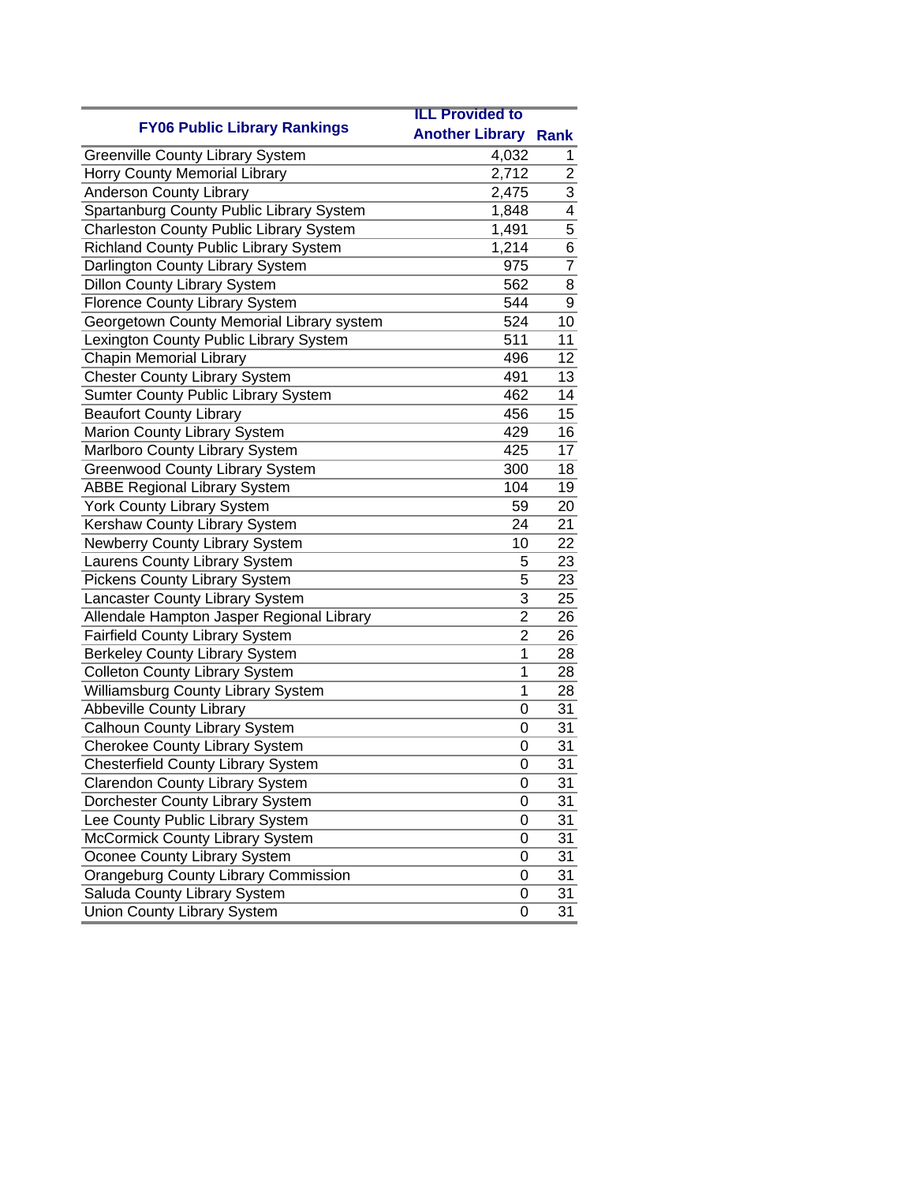| FY06 Public Library Rankings | ILL Provided to Another Library | Rank |
|---|---|---|
| Greenville County Library System | 4,032 | 1 |
| Horry County Memorial Library | 2,712 | 2 |
| Anderson County Library | 2,475 | 3 |
| Spartanburg County Public Library System | 1,848 | 4 |
| Charleston County Public Library System | 1,491 | 5 |
| Richland County Public Library System | 1,214 | 6 |
| Darlington County Library System | 975 | 7 |
| Dillon County Library System | 562 | 8 |
| Florence County Library System | 544 | 9 |
| Georgetown County Memorial Library system | 524 | 10 |
| Lexington County Public Library System | 511 | 11 |
| Chapin Memorial Library | 496 | 12 |
| Chester County Library System | 491 | 13 |
| Sumter County Public Library System | 462 | 14 |
| Beaufort County Library | 456 | 15 |
| Marion County Library System | 429 | 16 |
| Marlboro County Library System | 425 | 17 |
| Greenwood County Library System | 300 | 18 |
| ABBE Regional Library System | 104 | 19 |
| York County Library System | 59 | 20 |
| Kershaw County Library System | 24 | 21 |
| Newberry County Library System | 10 | 22 |
| Laurens County Library System | 5 | 23 |
| Pickens County Library System | 5 | 23 |
| Lancaster County Library System | 3 | 25 |
| Allendale Hampton Jasper Regional Library | 2 | 26 |
| Fairfield County Library System | 2 | 26 |
| Berkeley County Library System | 1 | 28 |
| Colleton County Library System | 1 | 28 |
| Williamsburg County Library System | 1 | 28 |
| Abbeville County Library | 0 | 31 |
| Calhoun County Library System | 0 | 31 |
| Cherokee County Library System | 0 | 31 |
| Chesterfield County Library System | 0 | 31 |
| Clarendon County Library System | 0 | 31 |
| Dorchester County Library System | 0 | 31 |
| Lee County Public Library System | 0 | 31 |
| McCormick County Library System | 0 | 31 |
| Oconee County Library System | 0 | 31 |
| Orangeburg County Library Commission | 0 | 31 |
| Saluda County Library System | 0 | 31 |
| Union County Library System | 0 | 31 |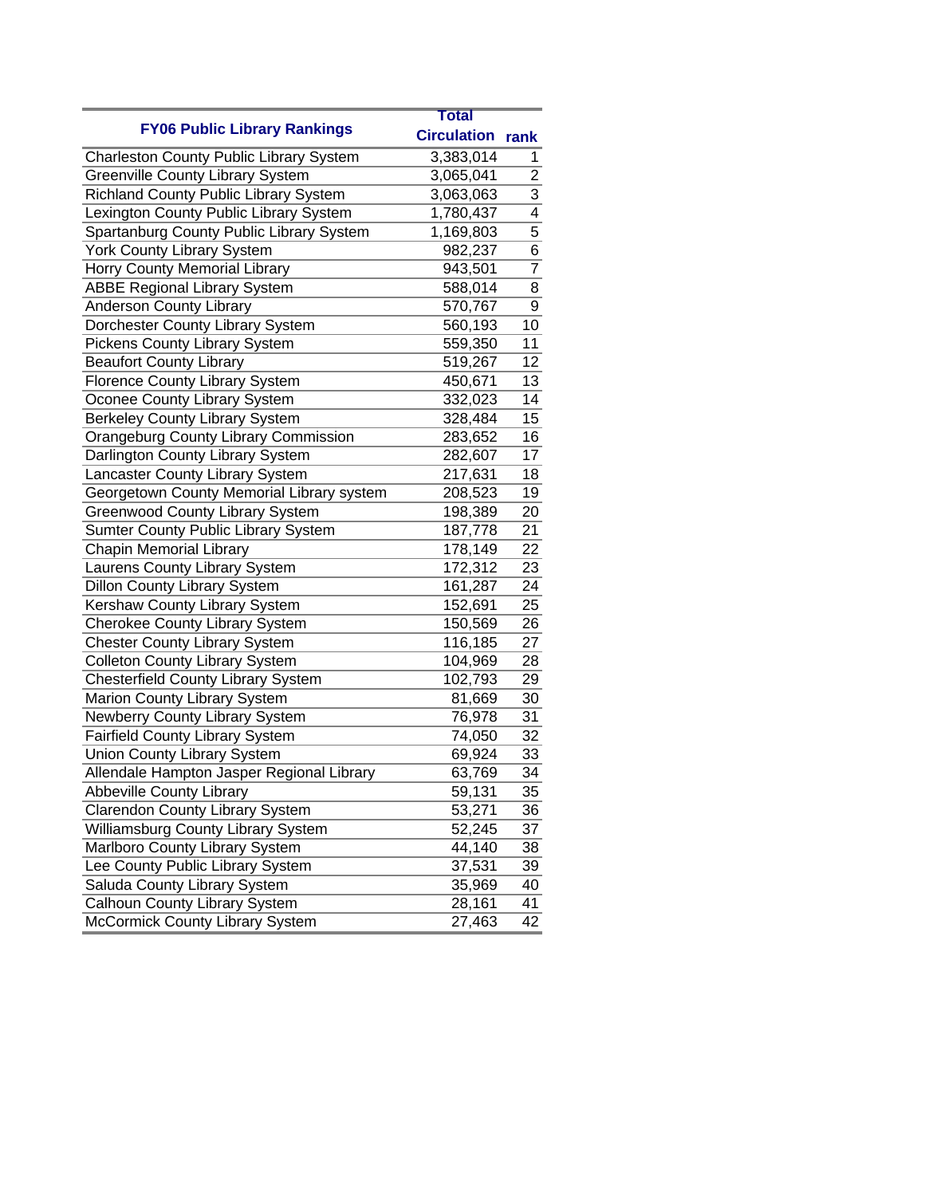| FY06 Public Library Rankings | Total Circulation | rank |
|---|---|---|
| Charleston County Public Library System | 3,383,014 | 1 |
| Greenville County Library System | 3,065,041 | 2 |
| Richland County Public Library System | 3,063,063 | 3 |
| Lexington County Public Library System | 1,780,437 | 4 |
| Spartanburg County Public Library System | 1,169,803 | 5 |
| York County Library System | 982,237 | 6 |
| Horry County Memorial Library | 943,501 | 7 |
| ABBE Regional Library System | 588,014 | 8 |
| Anderson County Library | 570,767 | 9 |
| Dorchester County Library System | 560,193 | 10 |
| Pickens County Library System | 559,350 | 11 |
| Beaufort County Library | 519,267 | 12 |
| Florence County Library System | 450,671 | 13 |
| Oconee County Library System | 332,023 | 14 |
| Berkeley County Library System | 328,484 | 15 |
| Orangeburg County Library Commission | 283,652 | 16 |
| Darlington County Library System | 282,607 | 17 |
| Lancaster County Library System | 217,631 | 18 |
| Georgetown County Memorial Library system | 208,523 | 19 |
| Greenwood County Library System | 198,389 | 20 |
| Sumter County Public Library System | 187,778 | 21 |
| Chapin Memorial Library | 178,149 | 22 |
| Laurens County Library System | 172,312 | 23 |
| Dillon County Library System | 161,287 | 24 |
| Kershaw County Library System | 152,691 | 25 |
| Cherokee County Library System | 150,569 | 26 |
| Chester County Library System | 116,185 | 27 |
| Colleton County Library System | 104,969 | 28 |
| Chesterfield County Library System | 102,793 | 29 |
| Marion County Library System | 81,669 | 30 |
| Newberry County Library System | 76,978 | 31 |
| Fairfield County Library System | 74,050 | 32 |
| Union County Library System | 69,924 | 33 |
| Allendale Hampton Jasper Regional Library | 63,769 | 34 |
| Abbeville County Library | 59,131 | 35 |
| Clarendon County Library System | 53,271 | 36 |
| Williamsburg County Library System | 52,245 | 37 |
| Marlboro County Library System | 44,140 | 38 |
| Lee County Public Library System | 37,531 | 39 |
| Saluda County Library System | 35,969 | 40 |
| Calhoun County Library System | 28,161 | 41 |
| McCormick County Library System | 27,463 | 42 |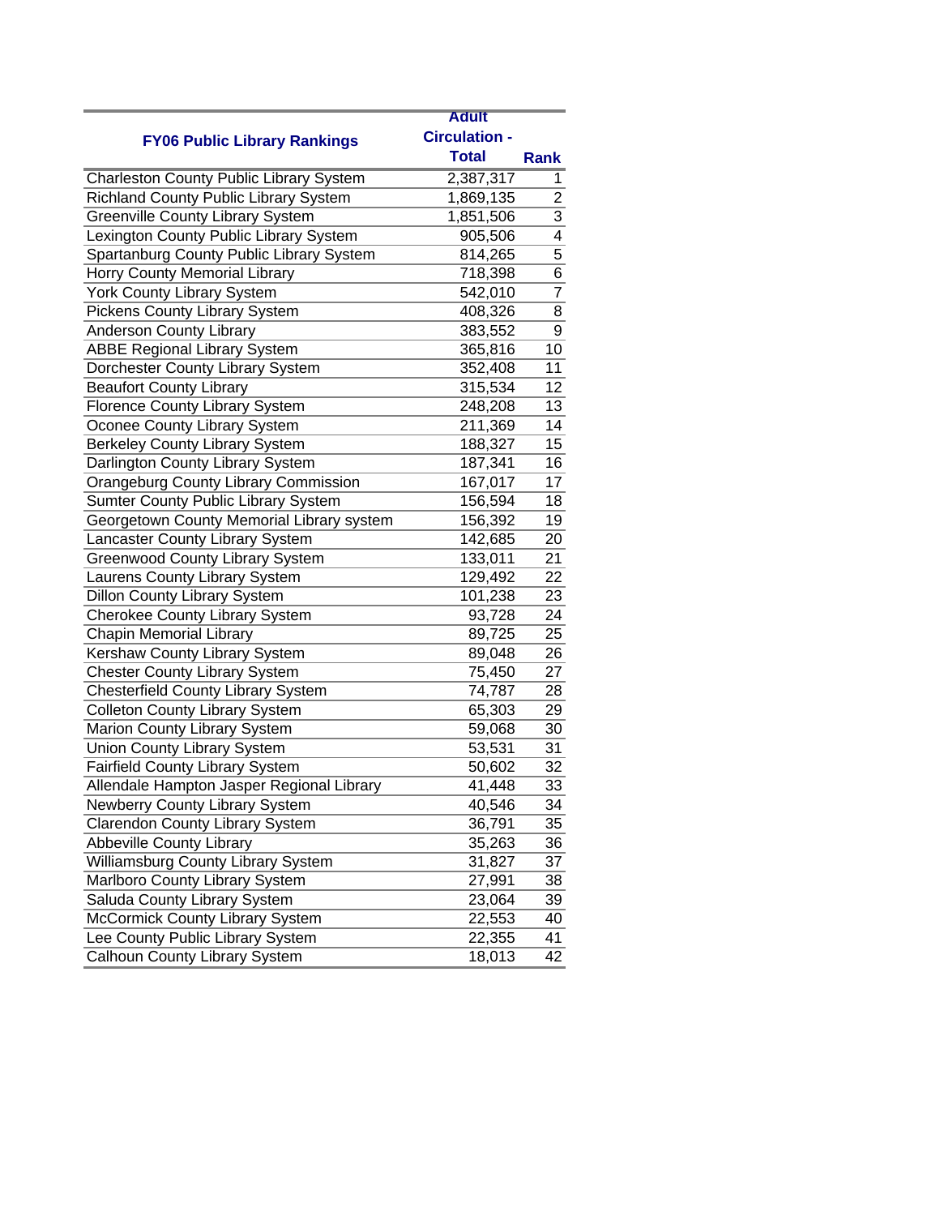| FY06 Public Library Rankings | Adult Circulation - Total | Rank |
|---|---|---|
| Charleston County Public Library System | 2,387,317 | 1 |
| Richland County Public Library System | 1,869,135 | 2 |
| Greenville County Library System | 1,851,506 | 3 |
| Lexington County Public Library System | 905,506 | 4 |
| Spartanburg County Public Library System | 814,265 | 5 |
| Horry County Memorial Library | 718,398 | 6 |
| York County Library System | 542,010 | 7 |
| Pickens County Library System | 408,326 | 8 |
| Anderson County Library | 383,552 | 9 |
| ABBE Regional Library System | 365,816 | 10 |
| Dorchester County Library System | 352,408 | 11 |
| Beaufort County Library | 315,534 | 12 |
| Florence County Library System | 248,208 | 13 |
| Oconee County Library System | 211,369 | 14 |
| Berkeley County Library System | 188,327 | 15 |
| Darlington County Library System | 187,341 | 16 |
| Orangeburg County Library Commission | 167,017 | 17 |
| Sumter County Public Library System | 156,594 | 18 |
| Georgetown County Memorial Library system | 156,392 | 19 |
| Lancaster County Library System | 142,685 | 20 |
| Greenwood County Library System | 133,011 | 21 |
| Laurens County Library System | 129,492 | 22 |
| Dillon County Library System | 101,238 | 23 |
| Cherokee County Library System | 93,728 | 24 |
| Chapin Memorial Library | 89,725 | 25 |
| Kershaw County Library System | 89,048 | 26 |
| Chester County Library System | 75,450 | 27 |
| Chesterfield County Library System | 74,787 | 28 |
| Colleton County Library System | 65,303 | 29 |
| Marion County Library System | 59,068 | 30 |
| Union County Library System | 53,531 | 31 |
| Fairfield County Library System | 50,602 | 32 |
| Allendale Hampton Jasper Regional Library | 41,448 | 33 |
| Newberry County Library System | 40,546 | 34 |
| Clarendon County Library System | 36,791 | 35 |
| Abbeville County Library | 35,263 | 36 |
| Williamsburg County Library System | 31,827 | 37 |
| Marlboro County Library System | 27,991 | 38 |
| Saluda County Library System | 23,064 | 39 |
| McCormick County Library System | 22,553 | 40 |
| Lee County Public Library System | 22,355 | 41 |
| Calhoun County Library System | 18,013 | 42 |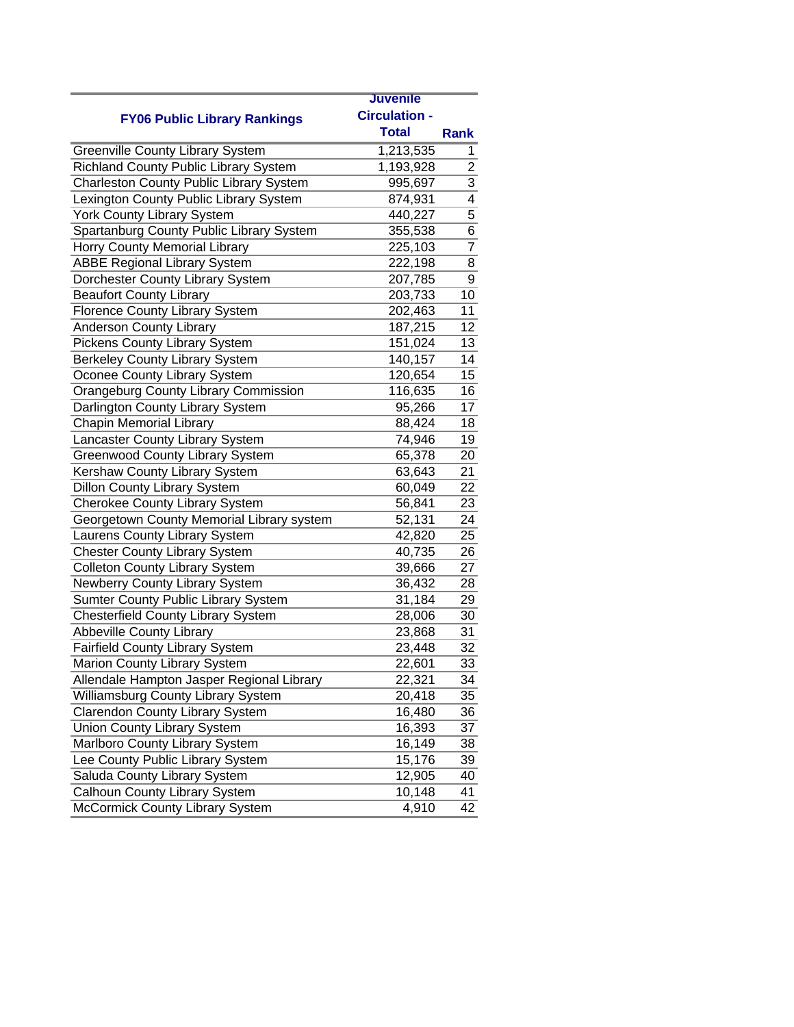| FY06 Public Library Rankings | Juvenile Circulation - Total | Rank |
|---|---|---|
| Greenville County Library System | 1,213,535 | 1 |
| Richland County Public Library System | 1,193,928 | 2 |
| Charleston County Public Library System | 995,697 | 3 |
| Lexington County Public Library System | 874,931 | 4 |
| York County Library System | 440,227 | 5 |
| Spartanburg County Public Library System | 355,538 | 6 |
| Horry County Memorial Library | 225,103 | 7 |
| ABBE Regional Library System | 222,198 | 8 |
| Dorchester County Library System | 207,785 | 9 |
| Beaufort County Library | 203,733 | 10 |
| Florence County Library System | 202,463 | 11 |
| Anderson County Library | 187,215 | 12 |
| Pickens County Library System | 151,024 | 13 |
| Berkeley County Library System | 140,157 | 14 |
| Oconee County Library System | 120,654 | 15 |
| Orangeburg County Library Commission | 116,635 | 16 |
| Darlington County Library System | 95,266 | 17 |
| Chapin Memorial Library | 88,424 | 18 |
| Lancaster County Library System | 74,946 | 19 |
| Greenwood County Library System | 65,378 | 20 |
| Kershaw County Library System | 63,643 | 21 |
| Dillon County Library System | 60,049 | 22 |
| Cherokee County Library System | 56,841 | 23 |
| Georgetown County Memorial Library system | 52,131 | 24 |
| Laurens County Library System | 42,820 | 25 |
| Chester County Library System | 40,735 | 26 |
| Colleton County Library System | 39,666 | 27 |
| Newberry County Library System | 36,432 | 28 |
| Sumter County Public Library System | 31,184 | 29 |
| Chesterfield County Library System | 28,006 | 30 |
| Abbeville County Library | 23,868 | 31 |
| Fairfield County Library System | 23,448 | 32 |
| Marion County Library System | 22,601 | 33 |
| Allendale Hampton Jasper Regional Library | 22,321 | 34 |
| Williamsburg County Library System | 20,418 | 35 |
| Clarendon County Library System | 16,480 | 36 |
| Union County Library System | 16,393 | 37 |
| Marlboro County Library System | 16,149 | 38 |
| Lee County Public Library System | 15,176 | 39 |
| Saluda County Library System | 12,905 | 40 |
| Calhoun County Library System | 10,148 | 41 |
| McCormick County Library System | 4,910 | 42 |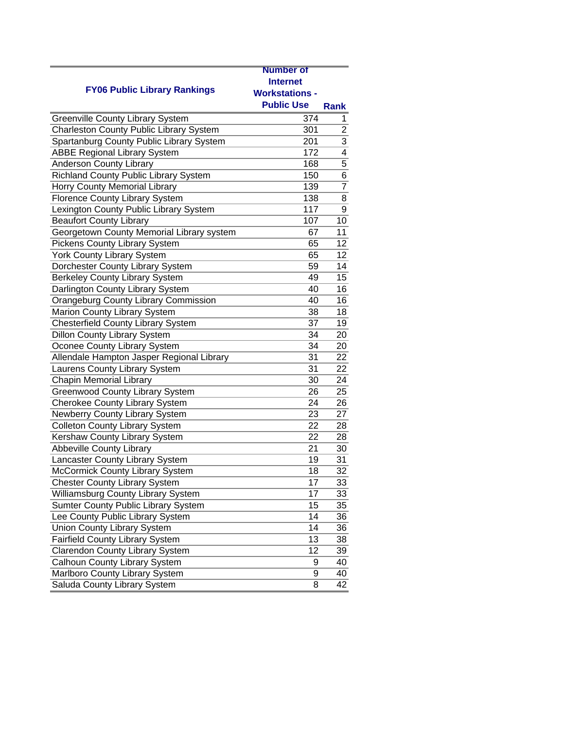| FY06 Public Library Rankings | Number of Internet Workstations - Public Use | Rank |
|---|---|---|
| Greenville County Library System | 374 | 1 |
| Charleston County Public Library System | 301 | 2 |
| Spartanburg County Public Library System | 201 | 3 |
| ABBE Regional Library System | 172 | 4 |
| Anderson County Library | 168 | 5 |
| Richland County Public Library System | 150 | 6 |
| Horry County Memorial Library | 139 | 7 |
| Florence County Library System | 138 | 8 |
| Lexington County Public Library System | 117 | 9 |
| Beaufort County Library | 107 | 10 |
| Georgetown County Memorial Library system | 67 | 11 |
| Pickens County Library System | 65 | 12 |
| York County Library System | 65 | 12 |
| Dorchester County Library System | 59 | 14 |
| Berkeley County Library System | 49 | 15 |
| Darlington County Library System | 40 | 16 |
| Orangeburg County Library Commission | 40 | 16 |
| Marion County Library System | 38 | 18 |
| Chesterfield County Library System | 37 | 19 |
| Dillon County Library System | 34 | 20 |
| Oconee County Library System | 34 | 20 |
| Allendale Hampton Jasper Regional Library | 31 | 22 |
| Laurens County Library System | 31 | 22 |
| Chapin Memorial Library | 30 | 24 |
| Greenwood County Library System | 26 | 25 |
| Cherokee County Library System | 24 | 26 |
| Newberry County Library System | 23 | 27 |
| Colleton County Library System | 22 | 28 |
| Kershaw County Library System | 22 | 28 |
| Abbeville County Library | 21 | 30 |
| Lancaster County Library System | 19 | 31 |
| McCormick County Library System | 18 | 32 |
| Chester County Library System | 17 | 33 |
| Williamsburg County Library System | 17 | 33 |
| Sumter County Public Library System | 15 | 35 |
| Lee County Public Library System | 14 | 36 |
| Union County Library System | 14 | 36 |
| Fairfield County Library System | 13 | 38 |
| Clarendon County Library System | 12 | 39 |
| Calhoun County Library System | 9 | 40 |
| Marlboro County Library System | 9 | 40 |
| Saluda County Library System | 8 | 42 |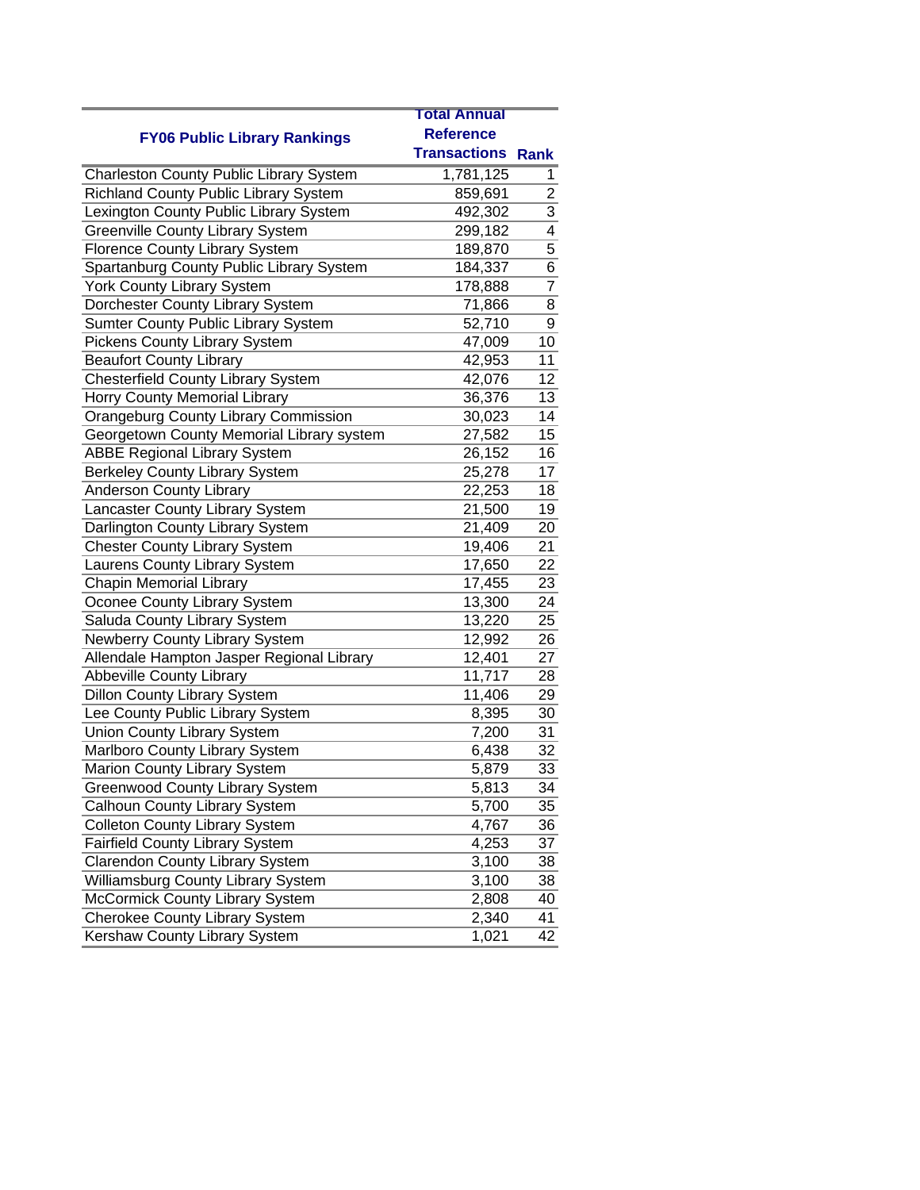| FY06 Public Library Rankings | Total Annual Reference Transactions | Rank |
|---|---|---|
| Charleston County Public Library System | 1,781,125 | 1 |
| Richland County Public Library System | 859,691 | 2 |
| Lexington County Public Library System | 492,302 | 3 |
| Greenville County Library System | 299,182 | 4 |
| Florence County Library System | 189,870 | 5 |
| Spartanburg County Public Library System | 184,337 | 6 |
| York County Library System | 178,888 | 7 |
| Dorchester County Library System | 71,866 | 8 |
| Sumter County Public Library System | 52,710 | 9 |
| Pickens County Library System | 47,009 | 10 |
| Beaufort County Library | 42,953 | 11 |
| Chesterfield County Library System | 42,076 | 12 |
| Horry County Memorial Library | 36,376 | 13 |
| Orangeburg County Library Commission | 30,023 | 14 |
| Georgetown County Memorial Library system | 27,582 | 15 |
| ABBE Regional Library System | 26,152 | 16 |
| Berkeley County Library System | 25,278 | 17 |
| Anderson County Library | 22,253 | 18 |
| Lancaster County Library System | 21,500 | 19 |
| Darlington County Library System | 21,409 | 20 |
| Chester County Library System | 19,406 | 21 |
| Laurens County Library System | 17,650 | 22 |
| Chapin Memorial Library | 17,455 | 23 |
| Oconee County Library System | 13,300 | 24 |
| Saluda County Library System | 13,220 | 25 |
| Newberry County Library System | 12,992 | 26 |
| Allendale Hampton Jasper Regional Library | 12,401 | 27 |
| Abbeville County Library | 11,717 | 28 |
| Dillon County Library System | 11,406 | 29 |
| Lee County Public Library System | 8,395 | 30 |
| Union County Library System | 7,200 | 31 |
| Marlboro County Library System | 6,438 | 32 |
| Marion County Library System | 5,879 | 33 |
| Greenwood County Library System | 5,813 | 34 |
| Calhoun County Library System | 5,700 | 35 |
| Colleton County Library System | 4,767 | 36 |
| Fairfield County Library System | 4,253 | 37 |
| Clarendon County Library System | 3,100 | 38 |
| Williamsburg County Library System | 3,100 | 38 |
| McCormick County Library System | 2,808 | 40 |
| Cherokee County Library System | 2,340 | 41 |
| Kershaw County Library System | 1,021 | 42 |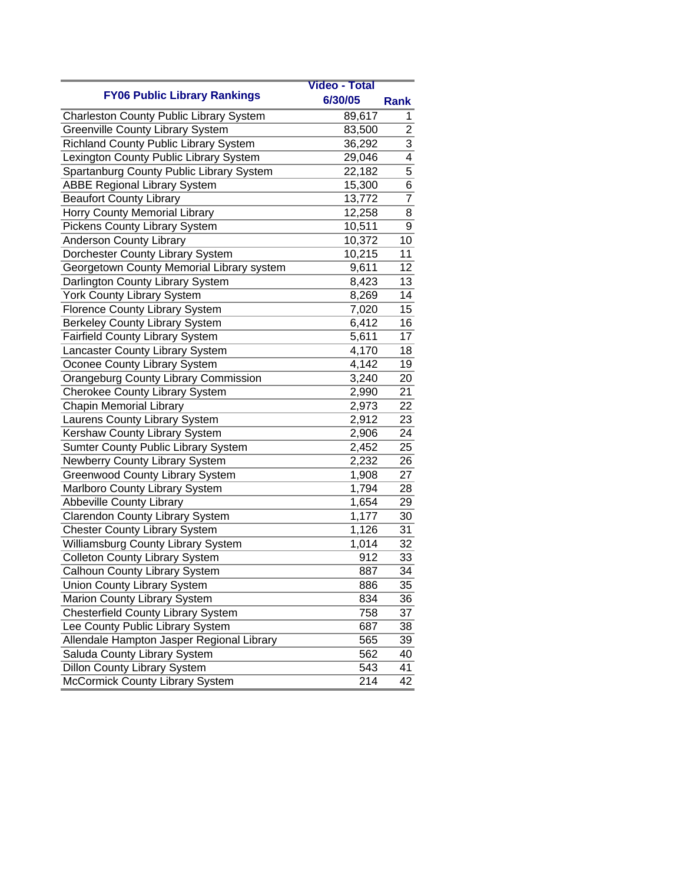| FY06 Public Library Rankings | Video - Total 6/30/05 | Rank |
|---|---|---|
| Charleston County Public Library System | 89,617 | 1 |
| Greenville County Library System | 83,500 | 2 |
| Richland County Public Library System | 36,292 | 3 |
| Lexington County Public Library System | 29,046 | 4 |
| Spartanburg County Public Library System | 22,182 | 5 |
| ABBE Regional Library System | 15,300 | 6 |
| Beaufort County Library | 13,772 | 7 |
| Horry County Memorial Library | 12,258 | 8 |
| Pickens County Library System | 10,511 | 9 |
| Anderson County Library | 10,372 | 10 |
| Dorchester County Library System | 10,215 | 11 |
| Georgetown County Memorial Library system | 9,611 | 12 |
| Darlington County Library System | 8,423 | 13 |
| York County Library System | 8,269 | 14 |
| Florence County Library System | 7,020 | 15 |
| Berkeley County Library System | 6,412 | 16 |
| Fairfield County Library System | 5,611 | 17 |
| Lancaster County Library System | 4,170 | 18 |
| Oconee County Library System | 4,142 | 19 |
| Orangeburg County Library Commission | 3,240 | 20 |
| Cherokee County Library System | 2,990 | 21 |
| Chapin Memorial Library | 2,973 | 22 |
| Laurens County Library System | 2,912 | 23 |
| Kershaw County Library System | 2,906 | 24 |
| Sumter County Public Library System | 2,452 | 25 |
| Newberry County Library System | 2,232 | 26 |
| Greenwood County Library System | 1,908 | 27 |
| Marlboro County Library System | 1,794 | 28 |
| Abbeville County Library | 1,654 | 29 |
| Clarendon County Library System | 1,177 | 30 |
| Chester County Library System | 1,126 | 31 |
| Williamsburg County Library System | 1,014 | 32 |
| Colleton County Library System | 912 | 33 |
| Calhoun County Library System | 887 | 34 |
| Union County Library System | 886 | 35 |
| Marion County Library System | 834 | 36 |
| Chesterfield County Library System | 758 | 37 |
| Lee County Public Library System | 687 | 38 |
| Allendale Hampton Jasper Regional Library | 565 | 39 |
| Saluda County Library System | 562 | 40 |
| Dillon County Library System | 543 | 41 |
| McCormick County Library System | 214 | 42 |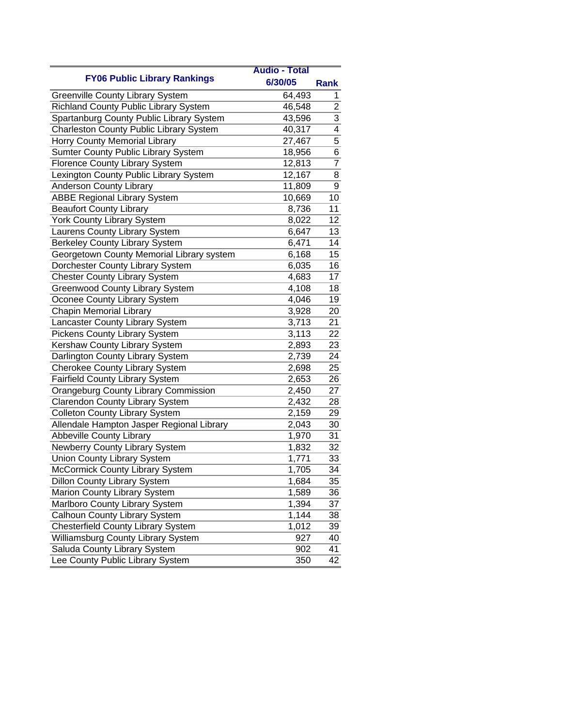| FY06 Public Library Rankings | Audio - Total 6/30/05 | Rank |
|---|---|---|
| Greenville County Library System | 64,493 | 1 |
| Richland County Public Library System | 46,548 | 2 |
| Spartanburg County Public Library System | 43,596 | 3 |
| Charleston County Public Library System | 40,317 | 4 |
| Horry County Memorial Library | 27,467 | 5 |
| Sumter County Public Library System | 18,956 | 6 |
| Florence County Library System | 12,813 | 7 |
| Lexington County Public Library System | 12,167 | 8 |
| Anderson County Library | 11,809 | 9 |
| ABBE Regional Library System | 10,669 | 10 |
| Beaufort County Library | 8,736 | 11 |
| York County Library System | 8,022 | 12 |
| Laurens County Library System | 6,647 | 13 |
| Berkeley County Library System | 6,471 | 14 |
| Georgetown County Memorial Library system | 6,168 | 15 |
| Dorchester County Library System | 6,035 | 16 |
| Chester County Library System | 4,683 | 17 |
| Greenwood County Library System | 4,108 | 18 |
| Oconee County Library System | 4,046 | 19 |
| Chapin Memorial Library | 3,928 | 20 |
| Lancaster County Library System | 3,713 | 21 |
| Pickens County Library System | 3,113 | 22 |
| Kershaw County Library System | 2,893 | 23 |
| Darlington County Library System | 2,739 | 24 |
| Cherokee County Library System | 2,698 | 25 |
| Fairfield County Library System | 2,653 | 26 |
| Orangeburg County Library Commission | 2,450 | 27 |
| Clarendon County Library System | 2,432 | 28 |
| Colleton County Library System | 2,159 | 29 |
| Allendale Hampton Jasper Regional Library | 2,043 | 30 |
| Abbeville County Library | 1,970 | 31 |
| Newberry County Library System | 1,832 | 32 |
| Union County Library System | 1,771 | 33 |
| McCormick County Library System | 1,705 | 34 |
| Dillon County Library System | 1,684 | 35 |
| Marion County Library System | 1,589 | 36 |
| Marlboro County Library System | 1,394 | 37 |
| Calhoun County Library System | 1,144 | 38 |
| Chesterfield County Library System | 1,012 | 39 |
| Williamsburg County Library System | 927 | 40 |
| Saluda County Library System | 902 | 41 |
| Lee County Public Library System | 350 | 42 |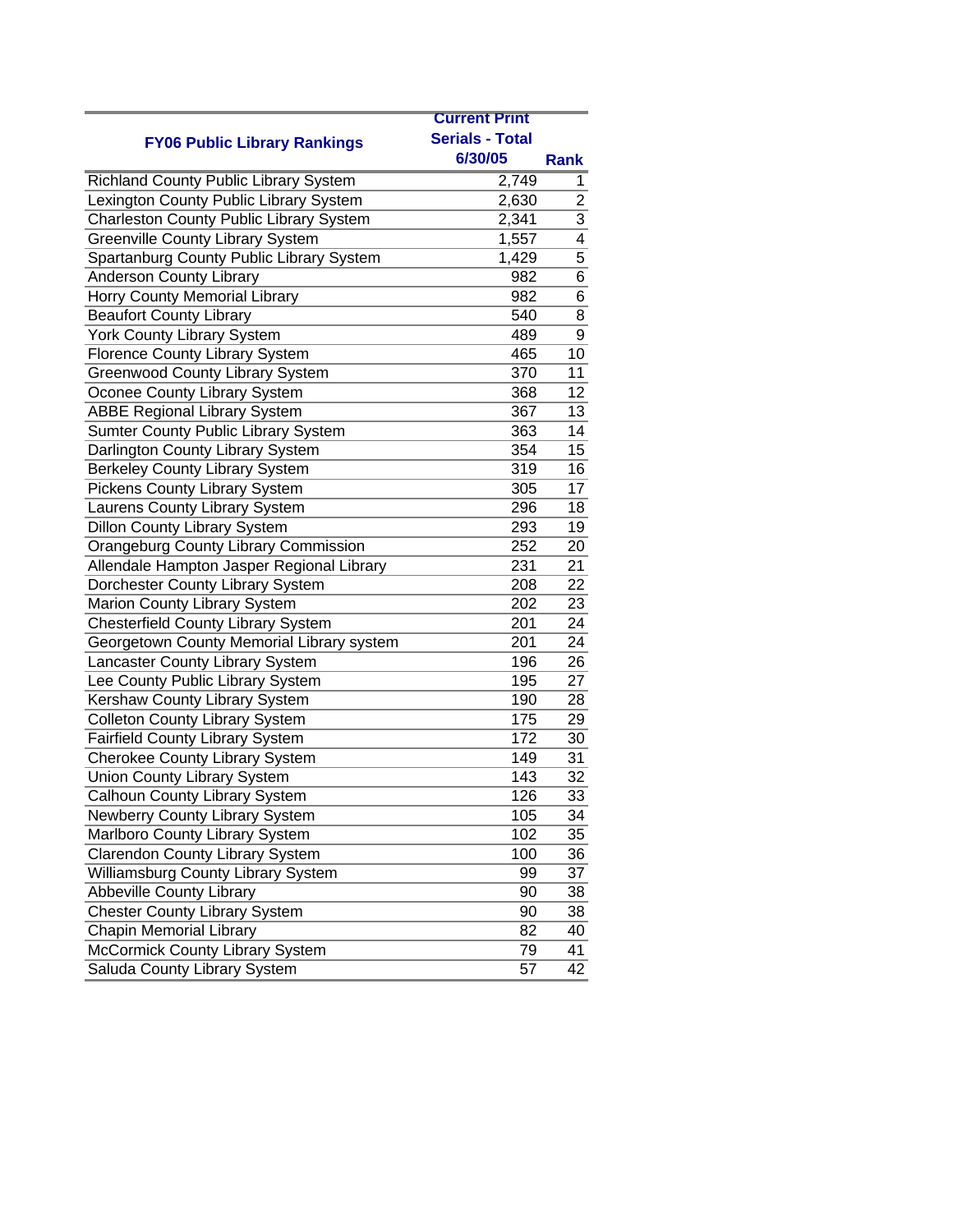| FY06 Public Library Rankings | Current Print Serials - Total 6/30/05 | Rank |
|---|---|---|
| Richland County Public Library System | 2,749 | 1 |
| Lexington County Public Library System | 2,630 | 2 |
| Charleston County Public Library System | 2,341 | 3 |
| Greenville County Library System | 1,557 | 4 |
| Spartanburg County Public Library System | 1,429 | 5 |
| Anderson County Library | 982 | 6 |
| Horry County Memorial Library | 982 | 6 |
| Beaufort County Library | 540 | 8 |
| York County Library System | 489 | 9 |
| Florence County Library System | 465 | 10 |
| Greenwood County Library System | 370 | 11 |
| Oconee County Library System | 368 | 12 |
| ABBE Regional Library System | 367 | 13 |
| Sumter County Public Library System | 363 | 14 |
| Darlington County Library System | 354 | 15 |
| Berkeley County Library System | 319 | 16 |
| Pickens County Library System | 305 | 17 |
| Laurens County Library System | 296 | 18 |
| Dillon County Library System | 293 | 19 |
| Orangeburg County Library Commission | 252 | 20 |
| Allendale Hampton Jasper Regional Library | 231 | 21 |
| Dorchester County Library System | 208 | 22 |
| Marion County Library System | 202 | 23 |
| Chesterfield County Library System | 201 | 24 |
| Georgetown County Memorial Library system | 201 | 24 |
| Lancaster County Library System | 196 | 26 |
| Lee County Public Library System | 195 | 27 |
| Kershaw County Library System | 190 | 28 |
| Colleton County Library System | 175 | 29 |
| Fairfield County Library System | 172 | 30 |
| Cherokee County Library System | 149 | 31 |
| Union County Library System | 143 | 32 |
| Calhoun County Library System | 126 | 33 |
| Newberry County Library System | 105 | 34 |
| Marlboro County Library System | 102 | 35 |
| Clarendon County Library System | 100 | 36 |
| Williamsburg County Library System | 99 | 37 |
| Abbeville County Library | 90 | 38 |
| Chester County Library System | 90 | 38 |
| Chapin Memorial Library | 82 | 40 |
| McCormick County Library System | 79 | 41 |
| Saluda County Library System | 57 | 42 |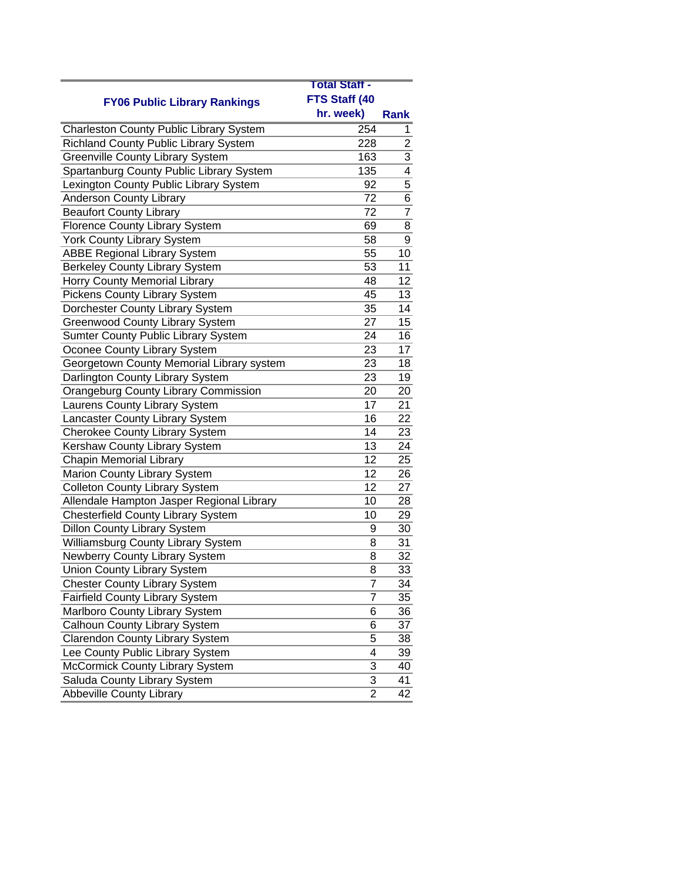| FY06 Public Library Rankings | Total Staff - FTS Staff (40 hr. week) | Rank |
|---|---|---|
| Charleston County Public Library System | 254 | 1 |
| Richland County Public Library System | 228 | 2 |
| Greenville County Library System | 163 | 3 |
| Spartanburg County Public Library System | 135 | 4 |
| Lexington County Public Library System | 92 | 5 |
| Anderson County Library | 72 | 6 |
| Beaufort County Library | 72 | 7 |
| Florence County Library System | 69 | 8 |
| York County Library System | 58 | 9 |
| ABBE Regional Library System | 55 | 10 |
| Berkeley County Library System | 53 | 11 |
| Horry County Memorial Library | 48 | 12 |
| Pickens County Library System | 45 | 13 |
| Dorchester County Library System | 35 | 14 |
| Greenwood County Library System | 27 | 15 |
| Sumter County Public Library System | 24 | 16 |
| Oconee County Library System | 23 | 17 |
| Georgetown County Memorial Library system | 23 | 18 |
| Darlington County Library System | 23 | 19 |
| Orangeburg County Library Commission | 20 | 20 |
| Laurens County Library System | 17 | 21 |
| Lancaster County Library System | 16 | 22 |
| Cherokee County Library System | 14 | 23 |
| Kershaw County Library System | 13 | 24 |
| Chapin Memorial Library | 12 | 25 |
| Marion County Library System | 12 | 26 |
| Colleton County Library System | 12 | 27 |
| Allendale Hampton Jasper Regional Library | 10 | 28 |
| Chesterfield County Library System | 10 | 29 |
| Dillon County Library System | 9 | 30 |
| Williamsburg County Library System | 8 | 31 |
| Newberry County Library System | 8 | 32 |
| Union County Library System | 8 | 33 |
| Chester County Library System | 7 | 34 |
| Fairfield County Library System | 7 | 35 |
| Marlboro County Library System | 6 | 36 |
| Calhoun County Library System | 6 | 37 |
| Clarendon County Library System | 5 | 38 |
| Lee County Public Library System | 4 | 39 |
| McCormick County Library System | 3 | 40 |
| Saluda County Library System | 3 | 41 |
| Abbeville County Library | 2 | 42 |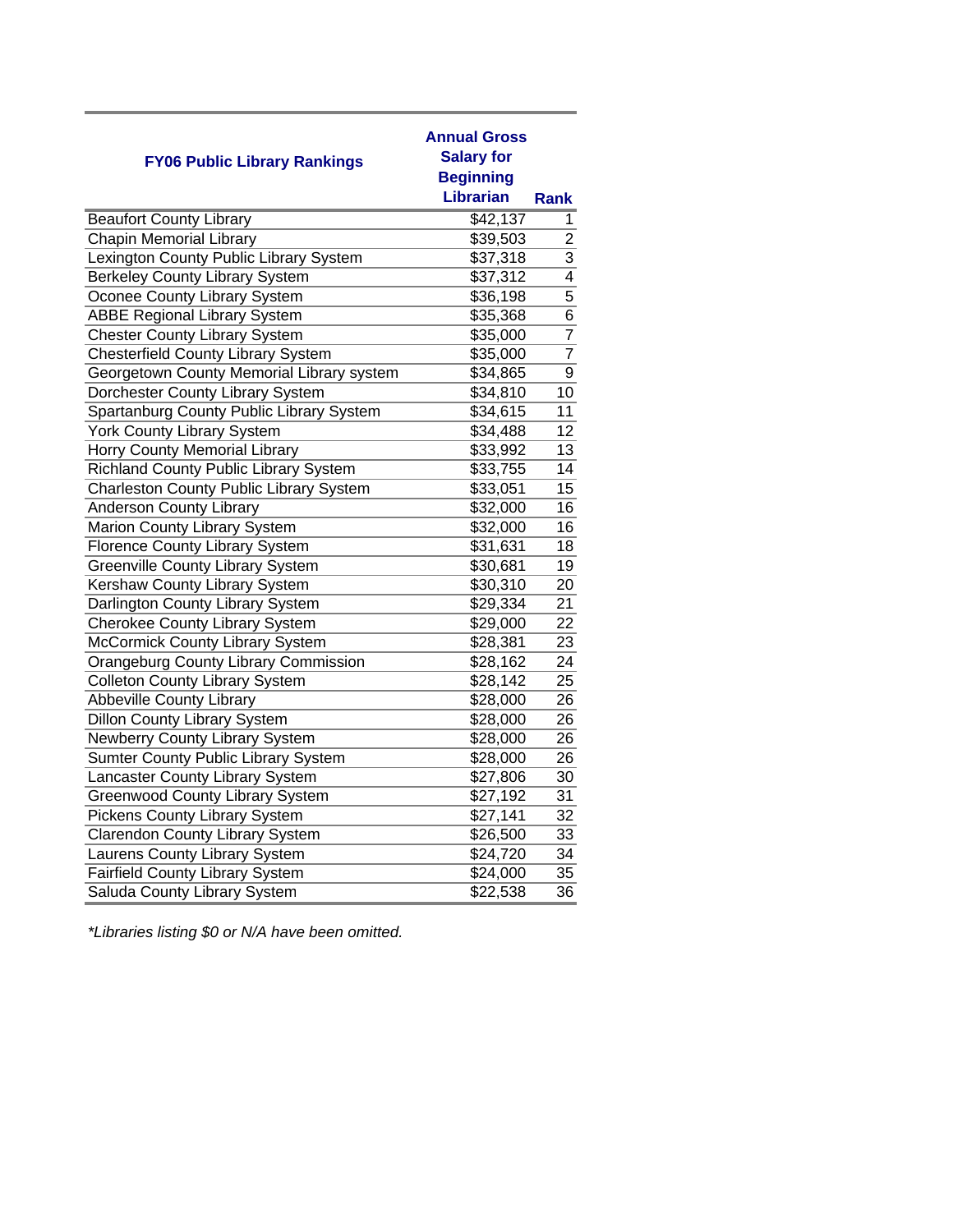| FY06 Public Library Rankings | Annual Gross Salary for Beginning Librarian | Rank |
|---|---|---|
| Beaufort County Library | $42,137 | 1 |
| Chapin Memorial Library | $39,503 | 2 |
| Lexington County Public Library System | $37,318 | 3 |
| Berkeley County Library System | $37,312 | 4 |
| Oconee County Library System | $36,198 | 5 |
| ABBE Regional Library System | $35,368 | 6 |
| Chester County Library System | $35,000 | 7 |
| Chesterfield County Library System | $35,000 | 7 |
| Georgetown County Memorial Library system | $34,865 | 9 |
| Dorchester County Library System | $34,810 | 10 |
| Spartanburg County Public Library System | $34,615 | 11 |
| York County Library System | $34,488 | 12 |
| Horry County Memorial Library | $33,992 | 13 |
| Richland County Public Library System | $33,755 | 14 |
| Charleston County Public Library System | $33,051 | 15 |
| Anderson County Library | $32,000 | 16 |
| Marion County Library System | $32,000 | 16 |
| Florence County Library System | $31,631 | 18 |
| Greenville County Library System | $30,681 | 19 |
| Kershaw County Library System | $30,310 | 20 |
| Darlington County Library System | $29,334 | 21 |
| Cherokee County Library System | $29,000 | 22 |
| McCormick County Library System | $28,381 | 23 |
| Orangeburg County Library Commission | $28,162 | 24 |
| Colleton County Library System | $28,142 | 25 |
| Abbeville County Library | $28,000 | 26 |
| Dillon County Library System | $28,000 | 26 |
| Newberry County Library System | $28,000 | 26 |
| Sumter County Public Library System | $28,000 | 26 |
| Lancaster County Library System | $27,806 | 30 |
| Greenwood County Library System | $27,192 | 31 |
| Pickens County Library System | $27,141 | 32 |
| Clarendon County Library System | $26,500 | 33 |
| Laurens County Library System | $24,720 | 34 |
| Fairfield County Library System | $24,000 | 35 |
| Saluda County Library System | $22,538 | 36 |

*\*Libraries listing $0 or N/A have been omitted.*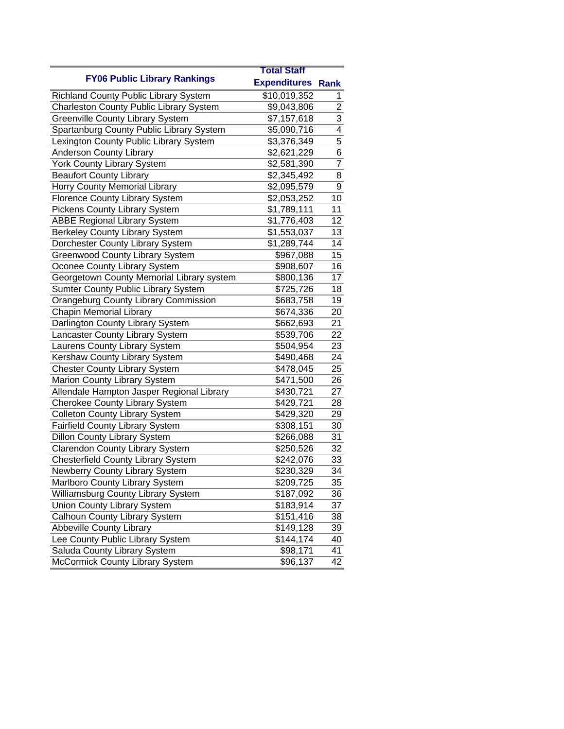| FY06 Public Library Rankings | Total Staff Expenditures | Rank |
|---|---|---|
| Richland County Public Library System | $10,019,352 | 1 |
| Charleston County Public Library System | $9,043,806 | 2 |
| Greenville County Library System | $7,157,618 | 3 |
| Spartanburg County Public Library System | $5,090,716 | 4 |
| Lexington County Public Library System | $3,376,349 | 5 |
| Anderson County Library | $2,621,229 | 6 |
| York County Library System | $2,581,390 | 7 |
| Beaufort County Library | $2,345,492 | 8 |
| Horry County Memorial Library | $2,095,579 | 9 |
| Florence County Library System | $2,053,252 | 10 |
| Pickens County Library System | $1,789,111 | 11 |
| ABBE Regional Library System | $1,776,403 | 12 |
| Berkeley County Library System | $1,553,037 | 13 |
| Dorchester County Library System | $1,289,744 | 14 |
| Greenwood County Library System | $967,088 | 15 |
| Oconee County Library System | $908,607 | 16 |
| Georgetown County Memorial Library system | $800,136 | 17 |
| Sumter County Public Library System | $725,726 | 18 |
| Orangeburg County Library Commission | $683,758 | 19 |
| Chapin Memorial Library | $674,336 | 20 |
| Darlington County Library System | $662,693 | 21 |
| Lancaster County Library System | $539,706 | 22 |
| Laurens County Library System | $504,954 | 23 |
| Kershaw County Library System | $490,468 | 24 |
| Chester County Library System | $478,045 | 25 |
| Marion County Library System | $471,500 | 26 |
| Allendale Hampton Jasper Regional Library | $430,721 | 27 |
| Cherokee County Library System | $429,721 | 28 |
| Colleton County Library System | $429,320 | 29 |
| Fairfield County Library System | $308,151 | 30 |
| Dillon County Library System | $266,088 | 31 |
| Clarendon County Library System | $250,526 | 32 |
| Chesterfield County Library System | $242,076 | 33 |
| Newberry County Library System | $230,329 | 34 |
| Marlboro County Library System | $209,725 | 35 |
| Williamsburg County Library System | $187,092 | 36 |
| Union County Library System | $183,914 | 37 |
| Calhoun County Library System | $151,416 | 38 |
| Abbeville County Library | $149,128 | 39 |
| Lee County Public Library System | $144,174 | 40 |
| Saluda County Library System | $98,171 | 41 |
| McCormick County Library System | $96,137 | 42 |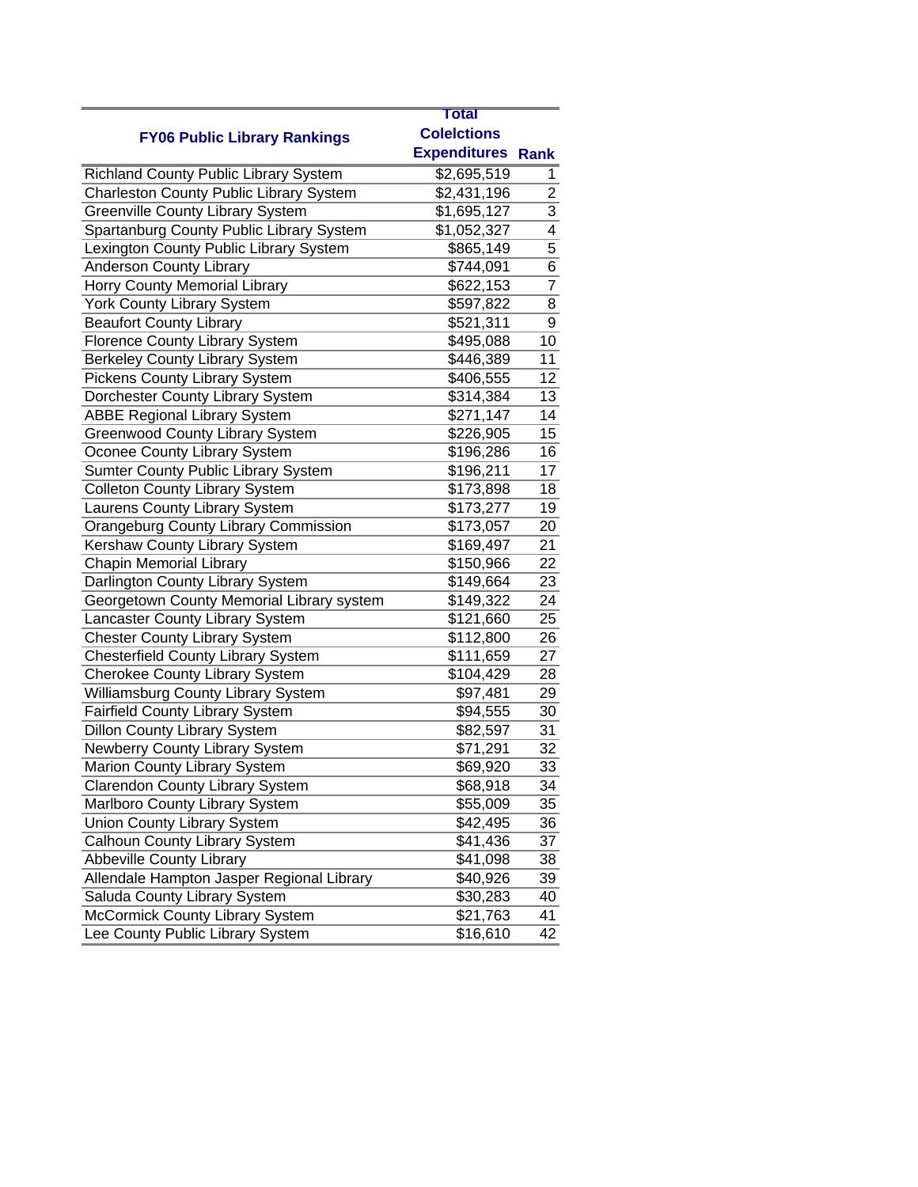| FY06 Public Library Rankings | Total Colelctions Expenditures | Rank |
|---|---|---|
| Richland County Public Library System | $2,695,519 | 1 |
| Charleston County Public Library System | $2,431,196 | 2 |
| Greenville County Library System | $1,695,127 | 3 |
| Spartanburg County Public Library System | $1,052,327 | 4 |
| Lexington County Public Library System | $865,149 | 5 |
| Anderson County Library | $744,091 | 6 |
| Horry County Memorial Library | $622,153 | 7 |
| York County Library System | $597,822 | 8 |
| Beaufort County Library | $521,311 | 9 |
| Florence County Library System | $495,088 | 10 |
| Berkeley County Library System | $446,389 | 11 |
| Pickens County Library System | $406,555 | 12 |
| Dorchester County Library System | $314,384 | 13 |
| ABBE Regional Library System | $271,147 | 14 |
| Greenwood County Library System | $226,905 | 15 |
| Oconee County Library System | $196,286 | 16 |
| Sumter County Public Library System | $196,211 | 17 |
| Colleton County Library System | $173,898 | 18 |
| Laurens County Library System | $173,277 | 19 |
| Orangeburg County Library Commission | $173,057 | 20 |
| Kershaw County Library System | $169,497 | 21 |
| Chapin Memorial Library | $150,966 | 22 |
| Darlington County Library System | $149,664 | 23 |
| Georgetown County Memorial Library system | $149,322 | 24 |
| Lancaster County Library System | $121,660 | 25 |
| Chester County Library System | $112,800 | 26 |
| Chesterfield County Library System | $111,659 | 27 |
| Cherokee County Library System | $104,429 | 28 |
| Williamsburg County Library System | $97,481 | 29 |
| Fairfield County Library System | $94,555 | 30 |
| Dillon County Library System | $82,597 | 31 |
| Newberry County Library System | $71,291 | 32 |
| Marion County Library System | $69,920 | 33 |
| Clarendon County Library System | $68,918 | 34 |
| Marlboro County Library System | $55,009 | 35 |
| Union County Library System | $42,495 | 36 |
| Calhoun County Library System | $41,436 | 37 |
| Abbeville County Library | $41,098 | 38 |
| Allendale Hampton Jasper Regional Library | $40,926 | 39 |
| Saluda County Library System | $30,283 | 40 |
| McCormick County Library System | $21,763 | 41 |
| Lee County Public Library System | $16,610 | 42 |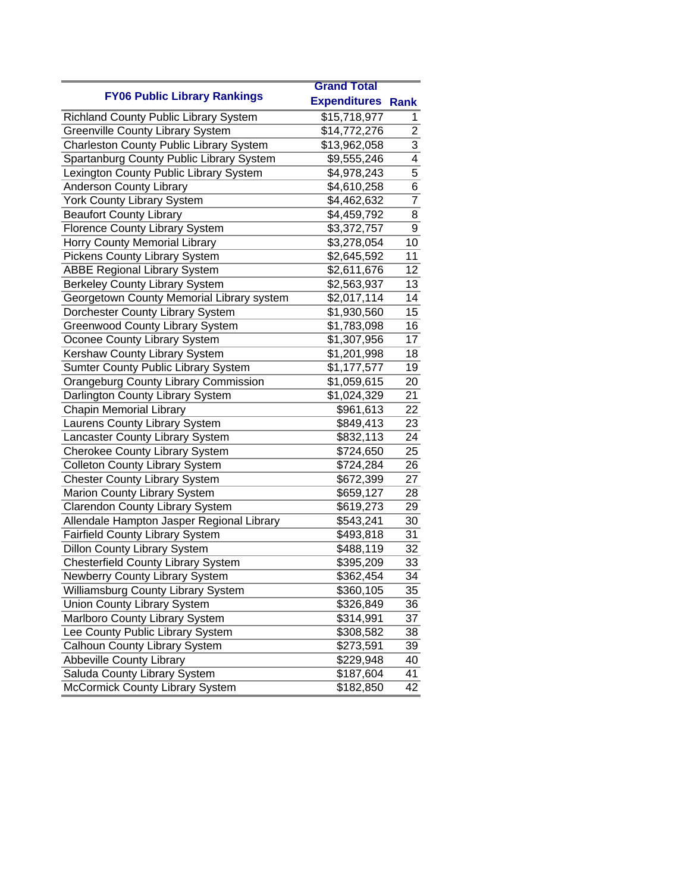| FY06 Public Library Rankings | Grand Total Expenditures | Rank |
|---|---|---|
| Richland County Public Library System | $15,718,977 | 1 |
| Greenville County Library System | $14,772,276 | 2 |
| Charleston County Public Library System | $13,962,058 | 3 |
| Spartanburg County Public Library System | $9,555,246 | 4 |
| Lexington County Public Library System | $4,978,243 | 5 |
| Anderson County Library | $4,610,258 | 6 |
| York County Library System | $4,462,632 | 7 |
| Beaufort County Library | $4,459,792 | 8 |
| Florence County Library System | $3,372,757 | 9 |
| Horry County Memorial Library | $3,278,054 | 10 |
| Pickens County Library System | $2,645,592 | 11 |
| ABBE Regional Library System | $2,611,676 | 12 |
| Berkeley County Library System | $2,563,937 | 13 |
| Georgetown County Memorial Library system | $2,017,114 | 14 |
| Dorchester County Library System | $1,930,560 | 15 |
| Greenwood County Library System | $1,783,098 | 16 |
| Oconee County Library System | $1,307,956 | 17 |
| Kershaw County Library System | $1,201,998 | 18 |
| Sumter County Public Library System | $1,177,577 | 19 |
| Orangeburg County Library Commission | $1,059,615 | 20 |
| Darlington County Library System | $1,024,329 | 21 |
| Chapin Memorial Library | $961,613 | 22 |
| Laurens County Library System | $849,413 | 23 |
| Lancaster County Library System | $832,113 | 24 |
| Cherokee County Library System | $724,650 | 25 |
| Colleton County Library System | $724,284 | 26 |
| Chester County Library System | $672,399 | 27 |
| Marion County Library System | $659,127 | 28 |
| Clarendon County Library System | $619,273 | 29 |
| Allendale Hampton Jasper Regional Library | $543,241 | 30 |
| Fairfield County Library System | $493,818 | 31 |
| Dillon County Library System | $488,119 | 32 |
| Chesterfield County Library System | $395,209 | 33 |
| Newberry County Library System | $362,454 | 34 |
| Williamsburg County Library System | $360,105 | 35 |
| Union County Library System | $326,849 | 36 |
| Marlboro County Library System | $314,991 | 37 |
| Lee County Public Library System | $308,582 | 38 |
| Calhoun County Library System | $273,591 | 39 |
| Abbeville County Library | $229,948 | 40 |
| Saluda County Library System | $187,604 | 41 |
| McCormick County Library System | $182,850 | 42 |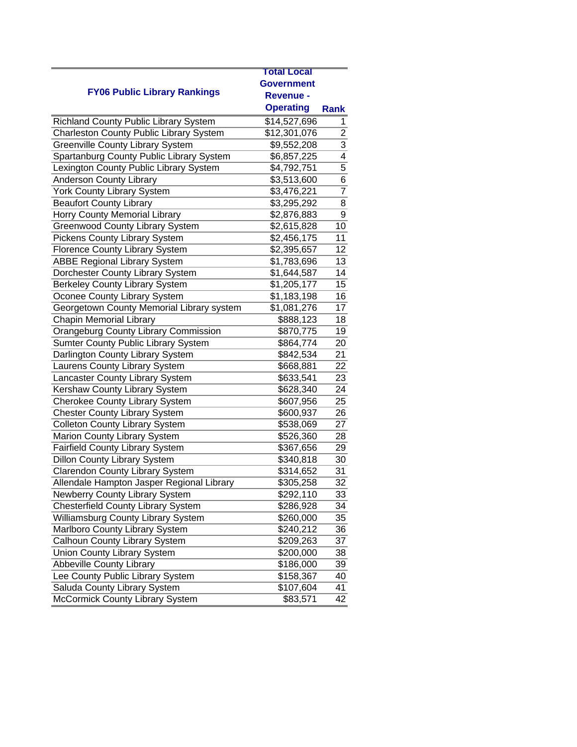| FY06 Public Library Rankings | Total Local Government Revenue - Operating | Rank |
|---|---|---|
| Richland County Public Library System | $14,527,696 | 1 |
| Charleston County Public Library System | $12,301,076 | 2 |
| Greenville County Library System | $9,552,208 | 3 |
| Spartanburg County Public Library System | $6,857,225 | 4 |
| Lexington County Public Library System | $4,792,751 | 5 |
| Anderson County Library | $3,513,600 | 6 |
| York County Library System | $3,476,221 | 7 |
| Beaufort County Library | $3,295,292 | 8 |
| Horry County Memorial Library | $2,876,883 | 9 |
| Greenwood County Library System | $2,615,828 | 10 |
| Pickens County Library System | $2,456,175 | 11 |
| Florence County Library System | $2,395,657 | 12 |
| ABBE Regional Library System | $1,783,696 | 13 |
| Dorchester County Library System | $1,644,587 | 14 |
| Berkeley County Library System | $1,205,177 | 15 |
| Oconee County Library System | $1,183,198 | 16 |
| Georgetown County Memorial Library system | $1,081,276 | 17 |
| Chapin Memorial Library | $888,123 | 18 |
| Orangeburg County Library Commission | $870,775 | 19 |
| Sumter County Public Library System | $864,774 | 20 |
| Darlington County Library System | $842,534 | 21 |
| Laurens County Library System | $668,881 | 22 |
| Lancaster County Library System | $633,541 | 23 |
| Kershaw County Library System | $628,340 | 24 |
| Cherokee County Library System | $607,956 | 25 |
| Chester County Library System | $600,937 | 26 |
| Colleton County Library System | $538,069 | 27 |
| Marion County Library System | $526,360 | 28 |
| Fairfield County Library System | $367,656 | 29 |
| Dillon County Library System | $340,818 | 30 |
| Clarendon County Library System | $314,652 | 31 |
| Allendale Hampton Jasper Regional Library | $305,258 | 32 |
| Newberry County Library System | $292,110 | 33 |
| Chesterfield County Library System | $286,928 | 34 |
| Williamsburg County Library System | $260,000 | 35 |
| Marlboro County Library System | $240,212 | 36 |
| Calhoun County Library System | $209,263 | 37 |
| Union County Library System | $200,000 | 38 |
| Abbeville County Library | $186,000 | 39 |
| Lee County Public Library System | $158,367 | 40 |
| Saluda County Library System | $107,604 | 41 |
| McCormick County Library System | $83,571 | 42 |